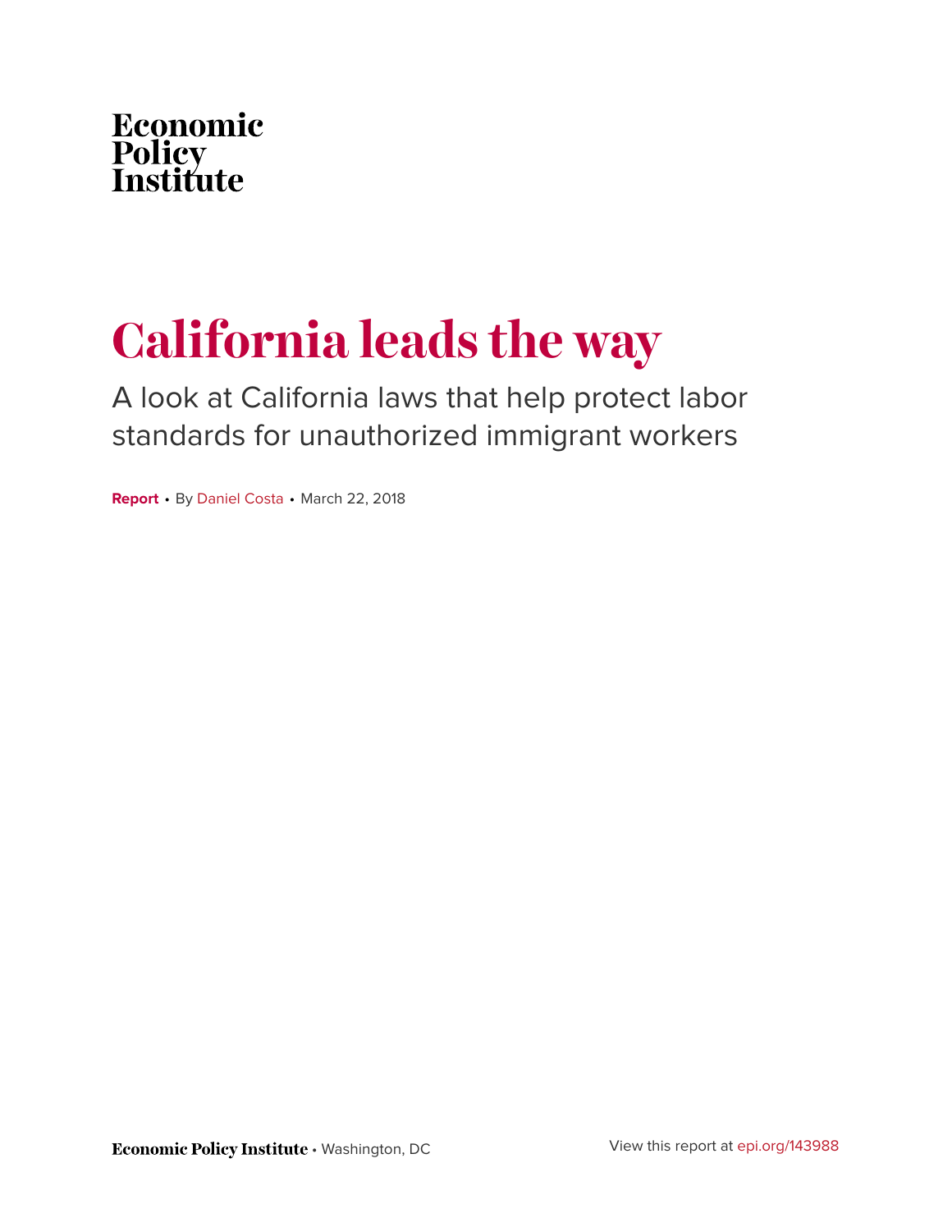Economic Policy Institute

# California leads the way

## A look at California laws that help protect labor standards for unauthorized immigrant workers

**Report** • By Daniel Costa • March 22, 2018

**Economic Policy Institute** • Washington, DC

View this report at epi.org/143988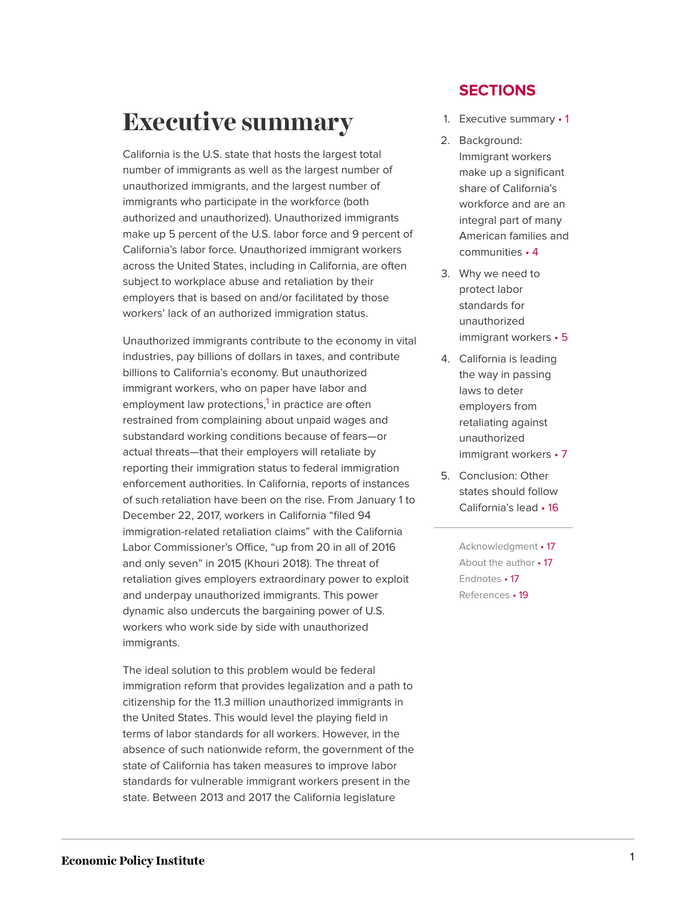# Executive summary

California is the U.S. state that hosts the largest total number of immigrants as well as the largest number of unauthorized immigrants, and the largest number of immigrants who participate in the workforce (both authorized and unauthorized). Unauthorized immigrants make up 5 percent of the U.S. labor force and 9 percent of California's labor force. Unauthorized immigrant workers across the United States, including in California, are often subject to workplace abuse and retaliation by their employers that is based on and/or facilitated by those workers' lack of an authorized immigration status.

Unauthorized immigrants contribute to the economy in vital industries, pay billions of dollars in taxes, and contribute billions to California's economy. But unauthorized immigrant workers, who on paper have labor and employment law protections,[1] in practice are often restrained from complaining about unpaid wages and substandard working conditions because of fears—or actual threats—that their employers will retaliate by reporting their immigration status to federal immigration enforcement authorities. In California, reports of instances of such retaliation have been on the rise. From January 1 to December 22, 2017, workers in California "filed 94 immigration-related retaliation claims" with the California Labor Commissioner's Office, "up from 20 in all of 2016 and only seven" in 2015 (Khouri 2018). The threat of retaliation gives employers extraordinary power to exploit and underpay unauthorized immigrants. This power dynamic also undercuts the bargaining power of U.S. workers who work side by side with unauthorized immigrants.

The ideal solution to this problem would be federal immigration reform that provides legalization and a path to citizenship for the 11.3 million unauthorized immigrants in the United States. This would level the playing field in terms of labor standards for all workers. However, in the absence of such nationwide reform, the government of the state of California has taken measures to improve labor standards for vulnerable immigrant workers present in the state. Between 2013 and 2017 the California legislature

## SECTIONS

1. Executive summary • 1
2. Background: Immigrant workers make up a significant share of California's workforce and are an integral part of many American families and communities • 4
3. Why we need to protect labor standards for unauthorized immigrant workers • 5
4. California is leading the way in passing laws to deter employers from retaliating against unauthorized immigrant workers • 7
5. Conclusion: Other states should follow California's lead • 16

Acknowledgment • 17
About the author • 17
Endnotes • 17
References • 19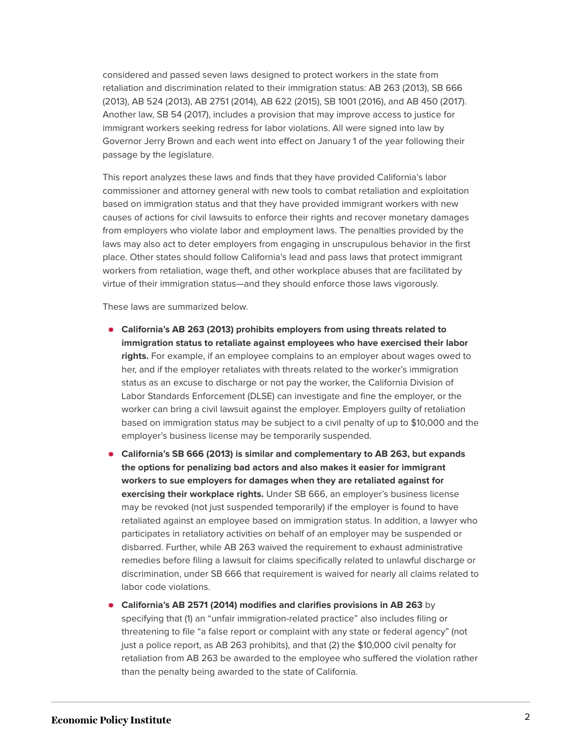considered and passed seven laws designed to protect workers in the state from retaliation and discrimination related to their immigration status: AB 263 (2013), SB 666 (2013), AB 524 (2013), AB 2751 (2014), AB 622 (2015), SB 1001 (2016), and AB 450 (2017). Another law, SB 54 (2017), includes a provision that may improve access to justice for immigrant workers seeking redress for labor violations. All were signed into law by Governor Jerry Brown and each went into effect on January 1 of the year following their passage by the legislature.

This report analyzes these laws and finds that they have provided California's labor commissioner and attorney general with new tools to combat retaliation and exploitation based on immigration status and that they have provided immigrant workers with new causes of actions for civil lawsuits to enforce their rights and recover monetary damages from employers who violate labor and employment laws. The penalties provided by the laws may also act to deter employers from engaging in unscrupulous behavior in the first place. Other states should follow California's lead and pass laws that protect immigrant workers from retaliation, wage theft, and other workplace abuses that are facilitated by virtue of their immigration status—and they should enforce those laws vigorously.

These laws are summarized below.

- **California's AB 263 (2013) prohibits employers from using threats related to immigration status to retaliate against employees who have exercised their labor rights.** For example, if an employee complains to an employer about wages owed to her, and if the employer retaliates with threats related to the worker's immigration status as an excuse to discharge or not pay the worker, the California Division of Labor Standards Enforcement (DLSE) can investigate and fine the employer, or the worker can bring a civil lawsuit against the employer. Employers guilty of retaliation based on immigration status may be subject to a civil penalty of up to $10,000 and the employer's business license may be temporarily suspended.
- **California's SB 666 (2013) is similar and complementary to AB 263, but expands the options for penalizing bad actors and also makes it easier for immigrant workers to sue employers for damages when they are retaliated against for exercising their workplace rights.** Under SB 666, an employer's business license may be revoked (not just suspended temporarily) if the employer is found to have retaliated against an employee based on immigration status. In addition, a lawyer who participates in retaliatory activities on behalf of an employer may be suspended or disbarred. Further, while AB 263 waived the requirement to exhaust administrative remedies before filing a lawsuit for claims specifically related to unlawful discharge or discrimination, under SB 666 that requirement is waived for nearly all claims related to labor code violations.
- **California's AB 2571 (2014) modifies and clarifies provisions in AB 263** by specifying that (1) an "unfair immigration-related practice" also includes filing or threatening to file "a false report or complaint with any state or federal agency" (not just a police report, as AB 263 prohibits), and that (2) the $10,000 civil penalty for retaliation from AB 263 be awarded to the employee who suffered the violation rather than the penalty being awarded to the state of California.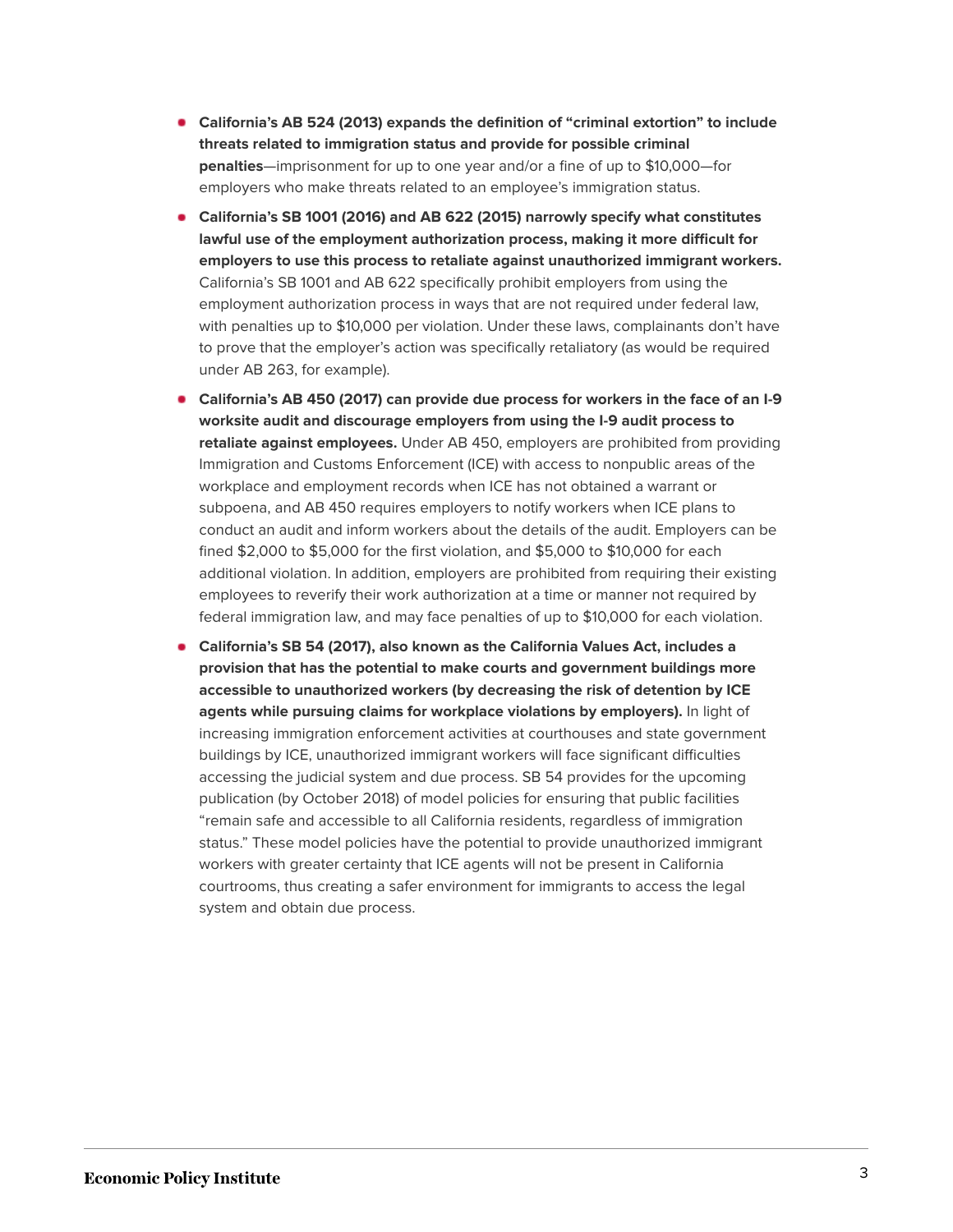- **California's AB 524 (2013) expands the definition of "criminal extortion" to include threats related to immigration status and provide for possible criminal penalties**—imprisonment for up to one year and/or a fine of up to $10,000—for employers who make threats related to an employee's immigration status.
- **California's SB 1001 (2016) and AB 622 (2015) narrowly specify what constitutes lawful use of the employment authorization process, making it more difficult for employers to use this process to retaliate against unauthorized immigrant workers.** California's SB 1001 and AB 622 specifically prohibit employers from using the employment authorization process in ways that are not required under federal law, with penalties up to $10,000 per violation. Under these laws, complainants don't have to prove that the employer's action was specifically retaliatory (as would be required under AB 263, for example).
- **California's AB 450 (2017) can provide due process for workers in the face of an I-9 worksite audit and discourage employers from using the I-9 audit process to retaliate against employees.** Under AB 450, employers are prohibited from providing Immigration and Customs Enforcement (ICE) with access to nonpublic areas of the workplace and employment records when ICE has not obtained a warrant or subpoena, and AB 450 requires employers to notify workers when ICE plans to conduct an audit and inform workers about the details of the audit. Employers can be fined $2,000 to $5,000 for the first violation, and $5,000 to $10,000 for each additional violation. In addition, employers are prohibited from requiring their existing employees to reverify their work authorization at a time or manner not required by federal immigration law, and may face penalties of up to $10,000 for each violation.
- **California's SB 54 (2017), also known as the California Values Act, includes a provision that has the potential to make courts and government buildings more accessible to unauthorized workers (by decreasing the risk of detention by ICE agents while pursuing claims for workplace violations by employers).** In light of increasing immigration enforcement activities at courthouses and state government buildings by ICE, unauthorized immigrant workers will face significant difficulties accessing the judicial system and due process. SB 54 provides for the upcoming publication (by October 2018) of model policies for ensuring that public facilities "remain safe and accessible to all California residents, regardless of immigration status." These model policies have the potential to provide unauthorized immigrant workers with greater certainty that ICE agents will not be present in California courtrooms, thus creating a safer environment for immigrants to access the legal system and obtain due process.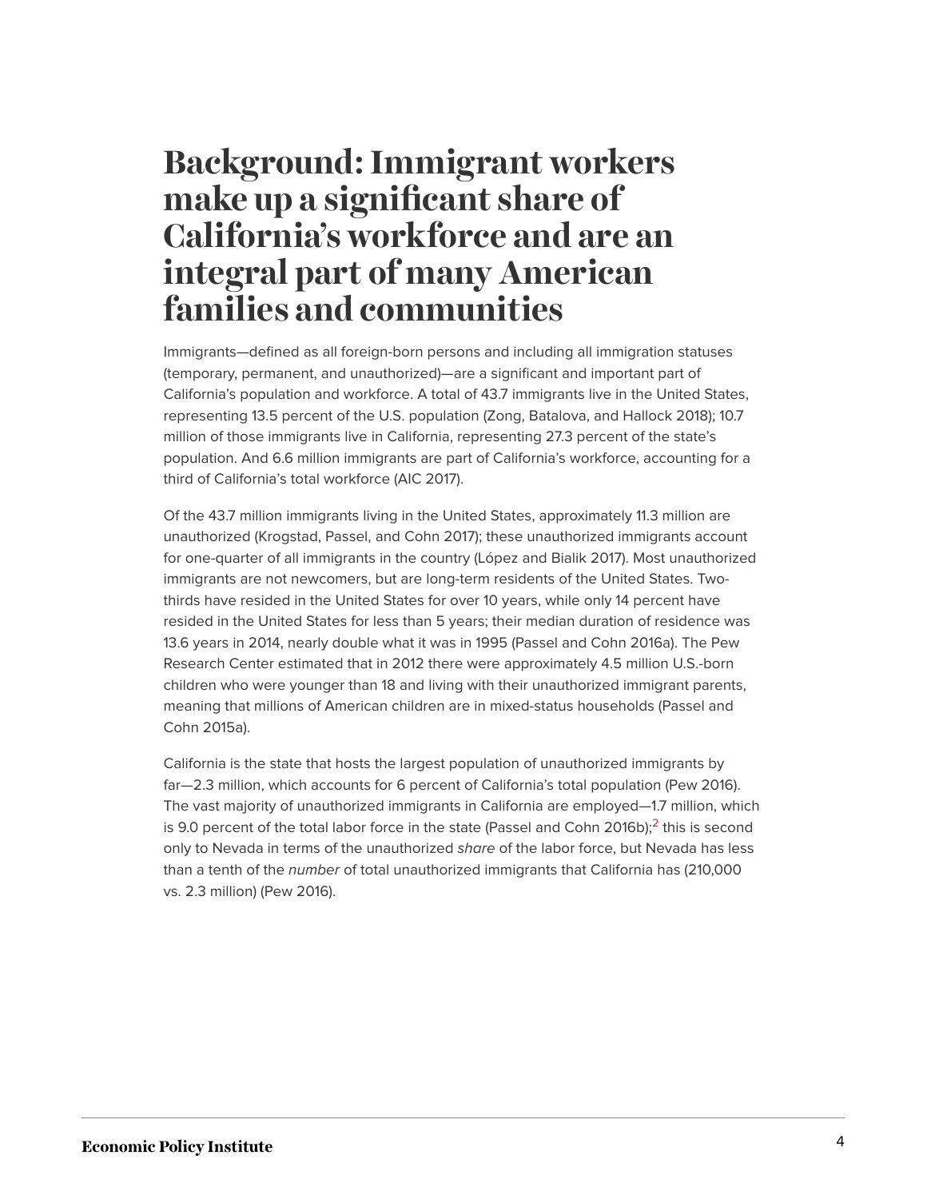# Background: Immigrant workers make up a significant share of California's workforce and are an integral part of many American families and communities

Immigrants—defined as all foreign-born persons and including all immigration statuses (temporary, permanent, and unauthorized)—are a significant and important part of California's population and workforce. A total of 43.7 immigrants live in the United States, representing 13.5 percent of the U.S. population (Zong, Batalova, and Hallock 2018); 10.7 million of those immigrants live in California, representing 27.3 percent of the state's population. And 6.6 million immigrants are part of California's workforce, accounting for a third of California's total workforce (AIC 2017).

Of the 43.7 million immigrants living in the United States, approximately 11.3 million are unauthorized (Krogstad, Passel, and Cohn 2017); these unauthorized immigrants account for one-quarter of all immigrants in the country (López and Bialik 2017). Most unauthorized immigrants are not newcomers, but are long-term residents of the United States. Two-thirds have resided in the United States for over 10 years, while only 14 percent have resided in the United States for less than 5 years; their median duration of residence was 13.6 years in 2014, nearly double what it was in 1995 (Passel and Cohn 2016a). The Pew Research Center estimated that in 2012 there were approximately 4.5 million U.S.-born children who were younger than 18 and living with their unauthorized immigrant parents, meaning that millions of American children are in mixed-status households (Passel and Cohn 2015a).

California is the state that hosts the largest population of unauthorized immigrants by far—2.3 million, which accounts for 6 percent of California's total population (Pew 2016). The vast majority of unauthorized immigrants in California are employed—1.7 million, which is 9.0 percent of the total labor force in the state (Passel and Cohn 2016b);[2] this is second only to Nevada in terms of the unauthorized *share* of the labor force, but Nevada has less than a tenth of the *number* of total unauthorized immigrants that California has (210,000 vs. 2.3 million) (Pew 2016).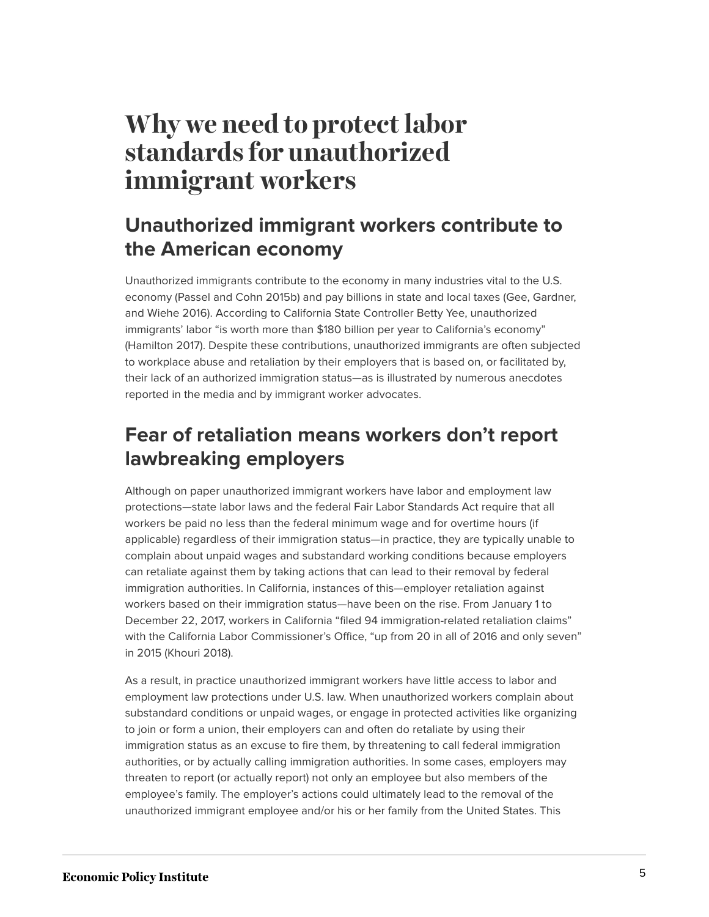# Why we need to protect labor standards for unauthorized immigrant workers

## Unauthorized immigrant workers contribute to the American economy

Unauthorized immigrants contribute to the economy in many industries vital to the U.S. economy (Passel and Cohn 2015b) and pay billions in state and local taxes (Gee, Gardner, and Wiehe 2016). According to California State Controller Betty Yee, unauthorized immigrants' labor "is worth more than $180 billion per year to California's economy" (Hamilton 2017). Despite these contributions, unauthorized immigrants are often subjected to workplace abuse and retaliation by their employers that is based on, or facilitated by, their lack of an authorized immigration status—as is illustrated by numerous anecdotes reported in the media and by immigrant worker advocates.

## Fear of retaliation means workers don't report lawbreaking employers

Although on paper unauthorized immigrant workers have labor and employment law protections—state labor laws and the federal Fair Labor Standards Act require that all workers be paid no less than the federal minimum wage and for overtime hours (if applicable) regardless of their immigration status—in practice, they are typically unable to complain about unpaid wages and substandard working conditions because employers can retaliate against them by taking actions that can lead to their removal by federal immigration authorities. In California, instances of this—employer retaliation against workers based on their immigration status—have been on the rise. From January 1 to December 22, 2017, workers in California "filed 94 immigration-related retaliation claims" with the California Labor Commissioner's Office, "up from 20 in all of 2016 and only seven" in 2015 (Khouri 2018).

As a result, in practice unauthorized immigrant workers have little access to labor and employment law protections under U.S. law. When unauthorized workers complain about substandard conditions or unpaid wages, or engage in protected activities like organizing to join or form a union, their employers can and often do retaliate by using their immigration status as an excuse to fire them, by threatening to call federal immigration authorities, or by actually calling immigration authorities. In some cases, employers may threaten to report (or actually report) not only an employee but also members of the employee's family. The employer's actions could ultimately lead to the removal of the unauthorized immigrant employee and/or his or her family from the United States. This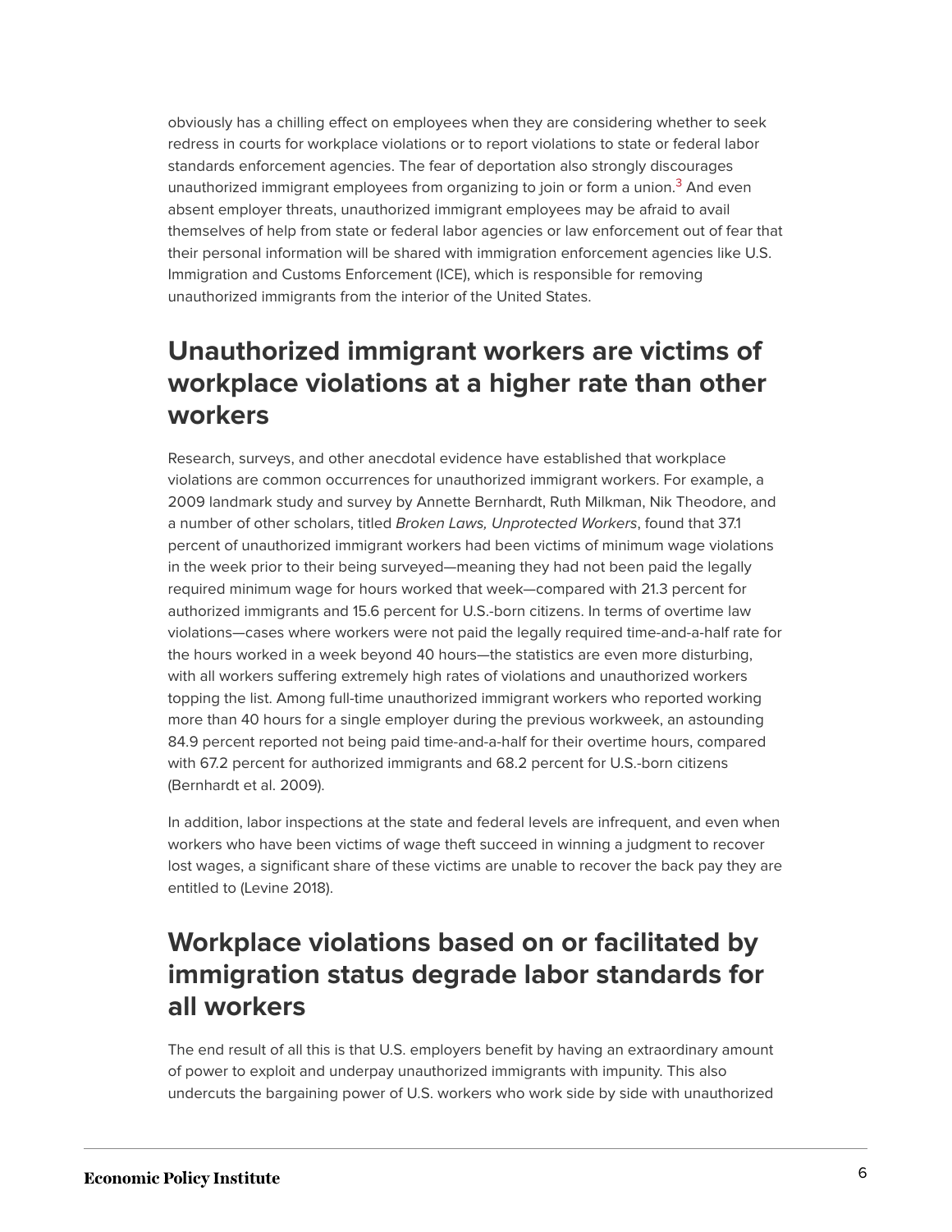obviously has a chilling effect on employees when they are considering whether to seek redress in courts for workplace violations or to report violations to state or federal labor standards enforcement agencies. The fear of deportation also strongly discourages unauthorized immigrant employees from organizing to join or form a union.[3] And even absent employer threats, unauthorized immigrant employees may be afraid to avail themselves of help from state or federal labor agencies or law enforcement out of fear that their personal information will be shared with immigration enforcement agencies like U.S. Immigration and Customs Enforcement (ICE), which is responsible for removing unauthorized immigrants from the interior of the United States.

## Unauthorized immigrant workers are victims of workplace violations at a higher rate than other workers

Research, surveys, and other anecdotal evidence have established that workplace violations are common occurrences for unauthorized immigrant workers. For example, a 2009 landmark study and survey by Annette Bernhardt, Ruth Milkman, Nik Theodore, and a number of other scholars, titled *Broken Laws, Unprotected Workers*, found that 37.1 percent of unauthorized immigrant workers had been victims of minimum wage violations in the week prior to their being surveyed—meaning they had not been paid the legally required minimum wage for hours worked that week—compared with 21.3 percent for authorized immigrants and 15.6 percent for U.S.-born citizens. In terms of overtime law violations—cases where workers were not paid the legally required time-and-a-half rate for the hours worked in a week beyond 40 hours—the statistics are even more disturbing, with all workers suffering extremely high rates of violations and unauthorized workers topping the list. Among full-time unauthorized immigrant workers who reported working more than 40 hours for a single employer during the previous workweek, an astounding 84.9 percent reported not being paid time-and-a-half for their overtime hours, compared with 67.2 percent for authorized immigrants and 68.2 percent for U.S.-born citizens (Bernhardt et al. 2009).

In addition, labor inspections at the state and federal levels are infrequent, and even when workers who have been victims of wage theft succeed in winning a judgment to recover lost wages, a significant share of these victims are unable to recover the back pay they are entitled to (Levine 2018).

## Workplace violations based on or facilitated by immigration status degrade labor standards for all workers

The end result of all this is that U.S. employers benefit by having an extraordinary amount of power to exploit and underpay unauthorized immigrants with impunity. This also undercuts the bargaining power of U.S. workers who work side by side with unauthorized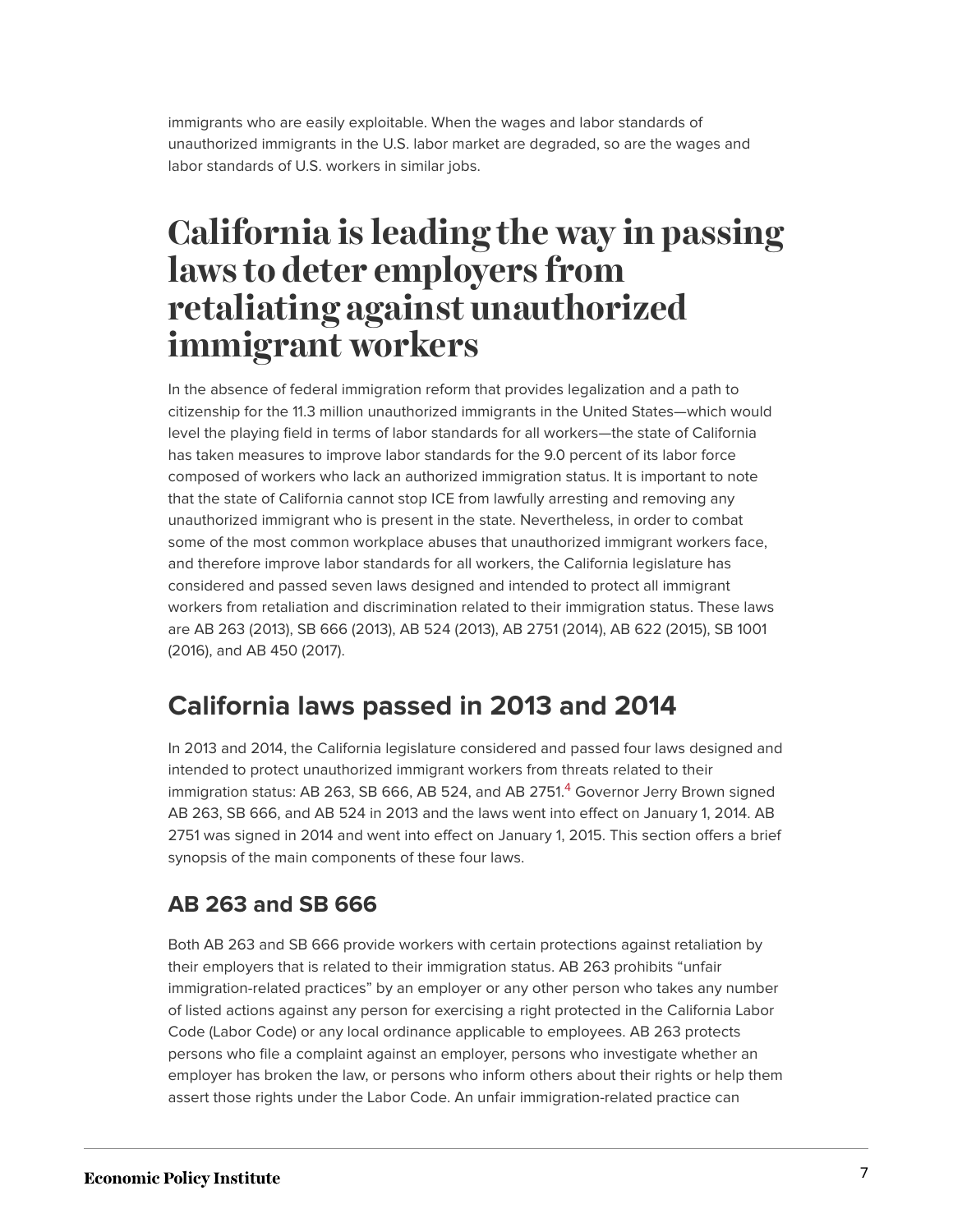immigrants who are easily exploitable. When the wages and labor standards of unauthorized immigrants in the U.S. labor market are degraded, so are the wages and labor standards of U.S. workers in similar jobs.

# California is leading the way in passing laws to deter employers from retaliating against unauthorized immigrant workers

In the absence of federal immigration reform that provides legalization and a path to citizenship for the 11.3 million unauthorized immigrants in the United States—which would level the playing field in terms of labor standards for all workers—the state of California has taken measures to improve labor standards for the 9.0 percent of its labor force composed of workers who lack an authorized immigration status. It is important to note that the state of California cannot stop ICE from lawfully arresting and removing any unauthorized immigrant who is present in the state. Nevertheless, in order to combat some of the most common workplace abuses that unauthorized immigrant workers face, and therefore improve labor standards for all workers, the California legislature has considered and passed seven laws designed and intended to protect all immigrant workers from retaliation and discrimination related to their immigration status. These laws are AB 263 (2013), SB 666 (2013), AB 524 (2013), AB 2751 (2014), AB 622 (2015), SB 1001 (2016), and AB 450 (2017).

## California laws passed in 2013 and 2014

In 2013 and 2014, the California legislature considered and passed four laws designed and intended to protect unauthorized immigrant workers from threats related to their immigration status: AB 263, SB 666, AB 524, and AB 2751.[4] Governor Jerry Brown signed AB 263, SB 666, and AB 524 in 2013 and the laws went into effect on January 1, 2014. AB 2751 was signed in 2014 and went into effect on January 1, 2015. This section offers a brief synopsis of the main components of these four laws.

### AB 263 and SB 666

Both AB 263 and SB 666 provide workers with certain protections against retaliation by their employers that is related to their immigration status. AB 263 prohibits "unfair immigration-related practices" by an employer or any other person who takes any number of listed actions against any person for exercising a right protected in the California Labor Code (Labor Code) or any local ordinance applicable to employees. AB 263 protects persons who file a complaint against an employer, persons who investigate whether an employer has broken the law, or persons who inform others about their rights or help them assert those rights under the Labor Code. An unfair immigration-related practice can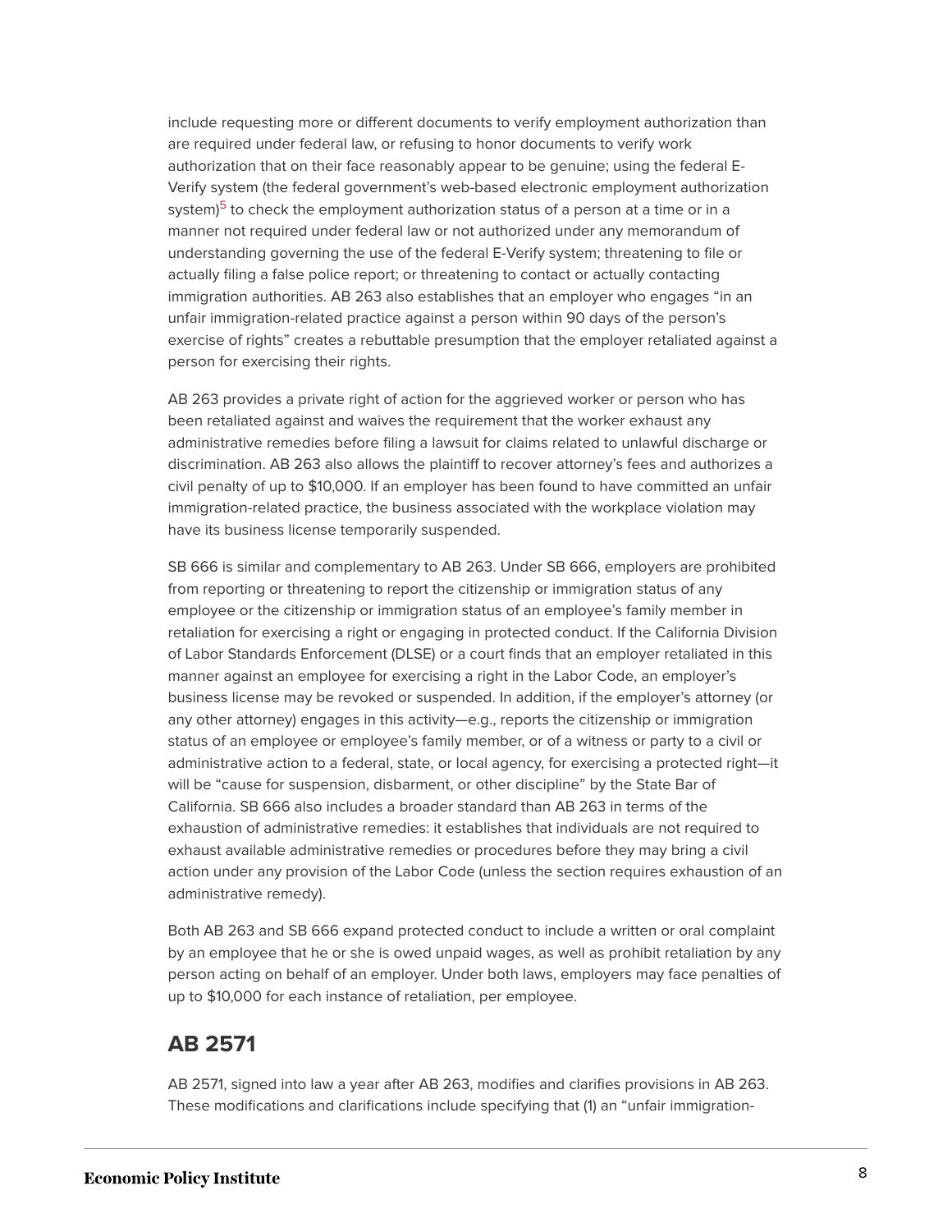include requesting more or different documents to verify employment authorization than are required under federal law, or refusing to honor documents to verify work authorization that on their face reasonably appear to be genuine; using the federal E-Verify system (the federal government's web-based electronic employment authorization system)[5] to check the employment authorization status of a person at a time or in a manner not required under federal law or not authorized under any memorandum of understanding governing the use of the federal E-Verify system; threatening to file or actually filing a false police report; or threatening to contact or actually contacting immigration authorities. AB 263 also establishes that an employer who engages "in an unfair immigration-related practice against a person within 90 days of the person's exercise of rights" creates a rebuttable presumption that the employer retaliated against a person for exercising their rights.

AB 263 provides a private right of action for the aggrieved worker or person who has been retaliated against and waives the requirement that the worker exhaust any administrative remedies before filing a lawsuit for claims related to unlawful discharge or discrimination. AB 263 also allows the plaintiff to recover attorney's fees and authorizes a civil penalty of up to $10,000. If an employer has been found to have committed an unfair immigration-related practice, the business associated with the workplace violation may have its business license temporarily suspended.

SB 666 is similar and complementary to AB 263. Under SB 666, employers are prohibited from reporting or threatening to report the citizenship or immigration status of any employee or the citizenship or immigration status of an employee's family member in retaliation for exercising a right or engaging in protected conduct. If the California Division of Labor Standards Enforcement (DLSE) or a court finds that an employer retaliated in this manner against an employee for exercising a right in the Labor Code, an employer's business license may be revoked or suspended. In addition, if the employer's attorney (or any other attorney) engages in this activity—e.g., reports the citizenship or immigration status of an employee or employee's family member, or of a witness or party to a civil or administrative action to a federal, state, or local agency, for exercising a protected right—it will be "cause for suspension, disbarment, or other discipline" by the State Bar of California. SB 666 also includes a broader standard than AB 263 in terms of the exhaustion of administrative remedies: it establishes that individuals are not required to exhaust available administrative remedies or procedures before they may bring a civil action under any provision of the Labor Code (unless the section requires exhaustion of an administrative remedy).

Both AB 263 and SB 666 expand protected conduct to include a written or oral complaint by an employee that he or she is owed unpaid wages, as well as prohibit retaliation by any person acting on behalf of an employer. Under both laws, employers may face penalties of up to $10,000 for each instance of retaliation, per employee.

## AB 2571

AB 2571, signed into law a year after AB 263, modifies and clarifies provisions in AB 263. These modifications and clarifications include specifying that (1) an "unfair immigration-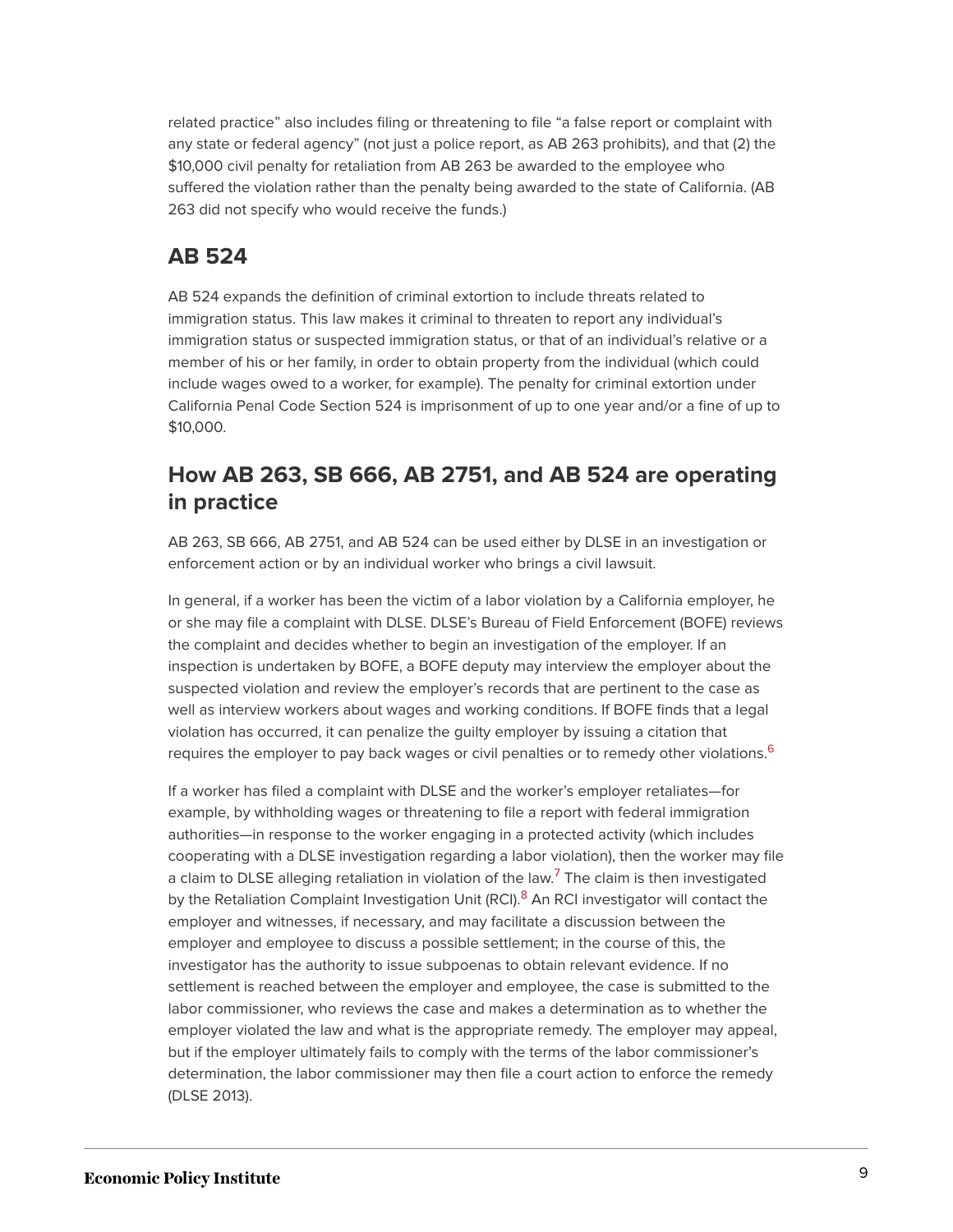related practice" also includes filing or threatening to file "a false report or complaint with any state or federal agency" (not just a police report, as AB 263 prohibits), and that (2) the $10,000 civil penalty for retaliation from AB 263 be awarded to the employee who suffered the violation rather than the penalty being awarded to the state of California. (AB 263 did not specify who would receive the funds.)

## AB 524

AB 524 expands the definition of criminal extortion to include threats related to immigration status. This law makes it criminal to threaten to report any individual's immigration status or suspected immigration status, or that of an individual's relative or a member of his or her family, in order to obtain property from the individual (which could include wages owed to a worker, for example). The penalty for criminal extortion under California Penal Code Section 524 is imprisonment of up to one year and/or a fine of up to $10,000.

## How AB 263, SB 666, AB 2751, and AB 524 are operating in practice

AB 263, SB 666, AB 2751, and AB 524 can be used either by DLSE in an investigation or enforcement action or by an individual worker who brings a civil lawsuit.

In general, if a worker has been the victim of a labor violation by a California employer, he or she may file a complaint with DLSE. DLSE's Bureau of Field Enforcement (BOFE) reviews the complaint and decides whether to begin an investigation of the employer. If an inspection is undertaken by BOFE, a BOFE deputy may interview the employer about the suspected violation and review the employer's records that are pertinent to the case as well as interview workers about wages and working conditions. If BOFE finds that a legal violation has occurred, it can penalize the guilty employer by issuing a citation that requires the employer to pay back wages or civil penalties or to remedy other violations.[6]

If a worker has filed a complaint with DLSE and the worker's employer retaliates—for example, by withholding wages or threatening to file a report with federal immigration authorities—in response to the worker engaging in a protected activity (which includes cooperating with a DLSE investigation regarding a labor violation), then the worker may file a claim to DLSE alleging retaliation in violation of the law.[7] The claim is then investigated by the Retaliation Complaint Investigation Unit (RCI).[8] An RCI investigator will contact the employer and witnesses, if necessary, and may facilitate a discussion between the employer and employee to discuss a possible settlement; in the course of this, the investigator has the authority to issue subpoenas to obtain relevant evidence. If no settlement is reached between the employer and employee, the case is submitted to the labor commissioner, who reviews the case and makes a determination as to whether the employer violated the law and what is the appropriate remedy. The employer may appeal, but if the employer ultimately fails to comply with the terms of the labor commissioner's determination, the labor commissioner may then file a court action to enforce the remedy (DLSE 2013).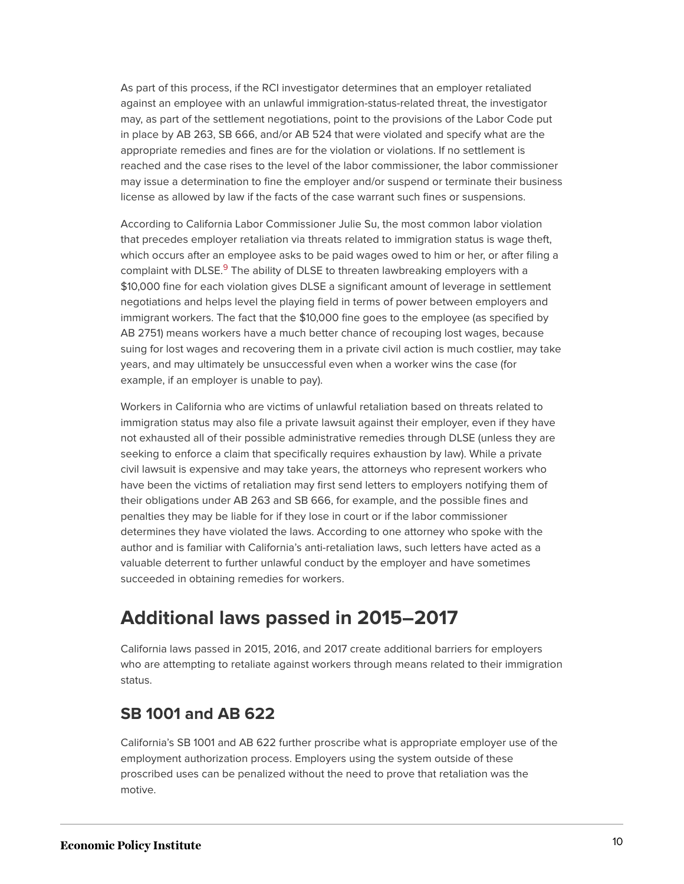As part of this process, if the RCI investigator determines that an employer retaliated against an employee with an unlawful immigration-status-related threat, the investigator may, as part of the settlement negotiations, point to the provisions of the Labor Code put in place by AB 263, SB 666, and/or AB 524 that were violated and specify what are the appropriate remedies and fines are for the violation or violations. If no settlement is reached and the case rises to the level of the labor commissioner, the labor commissioner may issue a determination to fine the employer and/or suspend or terminate their business license as allowed by law if the facts of the case warrant such fines or suspensions.

According to California Labor Commissioner Julie Su, the most common labor violation that precedes employer retaliation via threats related to immigration status is wage theft, which occurs after an employee asks to be paid wages owed to him or her, or after filing a complaint with DLSE.[9] The ability of DLSE to threaten lawbreaking employers with a $10,000 fine for each violation gives DLSE a significant amount of leverage in settlement negotiations and helps level the playing field in terms of power between employers and immigrant workers. The fact that the $10,000 fine goes to the employee (as specified by AB 2751) means workers have a much better chance of recouping lost wages, because suing for lost wages and recovering them in a private civil action is much costlier, may take years, and may ultimately be unsuccessful even when a worker wins the case (for example, if an employer is unable to pay).

Workers in California who are victims of unlawful retaliation based on threats related to immigration status may also file a private lawsuit against their employer, even if they have not exhausted all of their possible administrative remedies through DLSE (unless they are seeking to enforce a claim that specifically requires exhaustion by law). While a private civil lawsuit is expensive and may take years, the attorneys who represent workers who have been the victims of retaliation may first send letters to employers notifying them of their obligations under AB 263 and SB 666, for example, and the possible fines and penalties they may be liable for if they lose in court or if the labor commissioner determines they have violated the laws. According to one attorney who spoke with the author and is familiar with California's anti-retaliation laws, such letters have acted as a valuable deterrent to further unlawful conduct by the employer and have sometimes succeeded in obtaining remedies for workers.

## Additional laws passed in 2015–2017

California laws passed in 2015, 2016, and 2017 create additional barriers for employers who are attempting to retaliate against workers through means related to their immigration status.

### SB 1001 and AB 622

California's SB 1001 and AB 622 further proscribe what is appropriate employer use of the employment authorization process. Employers using the system outside of these proscribed uses can be penalized without the need to prove that retaliation was the motive.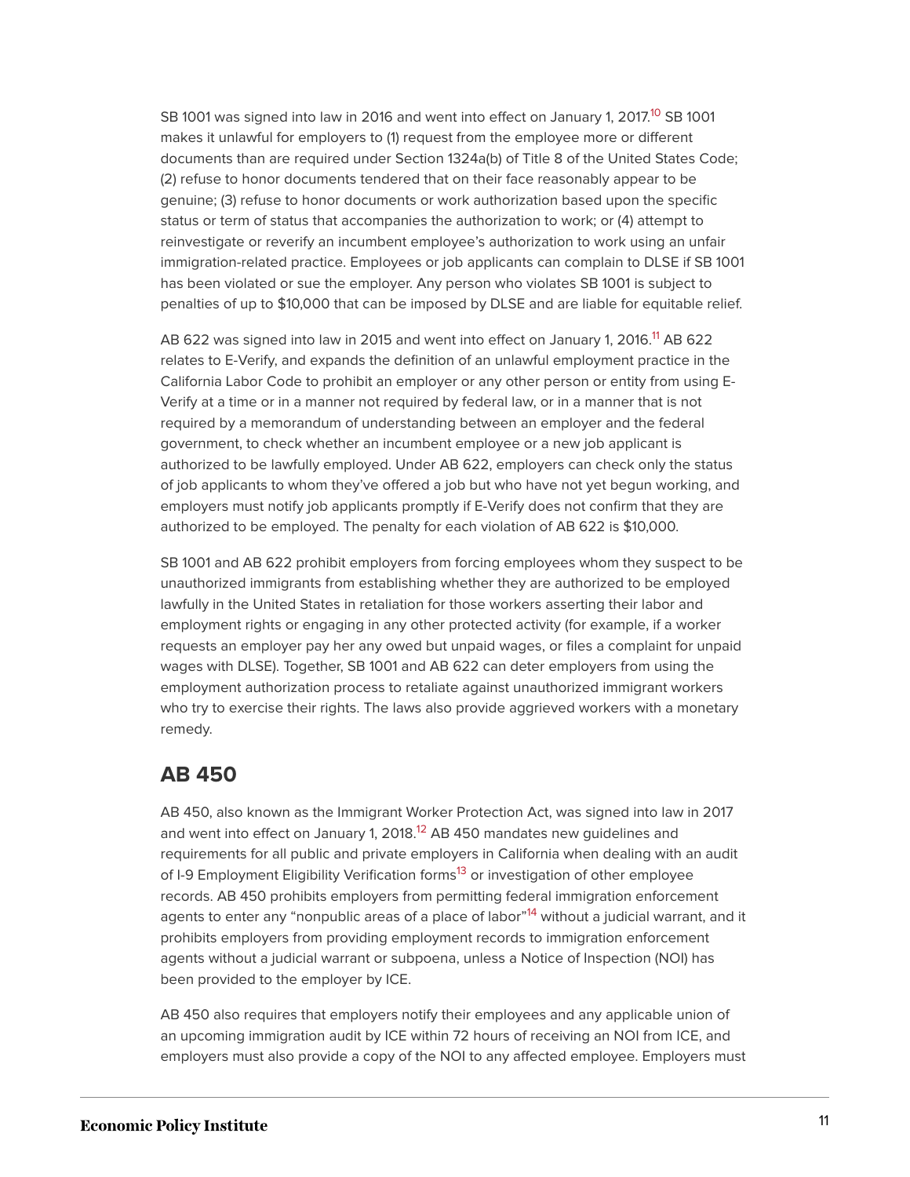SB 1001 was signed into law in 2016 and went into effect on January 1, 2017.[10] SB 1001 makes it unlawful for employers to (1) request from the employee more or different documents than are required under Section 1324a(b) of Title 8 of the United States Code; (2) refuse to honor documents tendered that on their face reasonably appear to be genuine; (3) refuse to honor documents or work authorization based upon the specific status or term of status that accompanies the authorization to work; or (4) attempt to reinvestigate or reverify an incumbent employee's authorization to work using an unfair immigration-related practice. Employees or job applicants can complain to DLSE if SB 1001 has been violated or sue the employer. Any person who violates SB 1001 is subject to penalties of up to $10,000 that can be imposed by DLSE and are liable for equitable relief.

AB 622 was signed into law in 2015 and went into effect on January 1, 2016.[11] AB 622 relates to E-Verify, and expands the definition of an unlawful employment practice in the California Labor Code to prohibit an employer or any other person or entity from using E-Verify at a time or in a manner not required by federal law, or in a manner that is not required by a memorandum of understanding between an employer and the federal government, to check whether an incumbent employee or a new job applicant is authorized to be lawfully employed. Under AB 622, employers can check only the status of job applicants to whom they've offered a job but who have not yet begun working, and employers must notify job applicants promptly if E-Verify does not confirm that they are authorized to be employed. The penalty for each violation of AB 622 is $10,000.

SB 1001 and AB 622 prohibit employers from forcing employees whom they suspect to be unauthorized immigrants from establishing whether they are authorized to be employed lawfully in the United States in retaliation for those workers asserting their labor and employment rights or engaging in any other protected activity (for example, if a worker requests an employer pay her any owed but unpaid wages, or files a complaint for unpaid wages with DLSE). Together, SB 1001 and AB 622 can deter employers from using the employment authorization process to retaliate against unauthorized immigrant workers who try to exercise their rights. The laws also provide aggrieved workers with a monetary remedy.

## AB 450

AB 450, also known as the Immigrant Worker Protection Act, was signed into law in 2017 and went into effect on January 1, 2018.[12] AB 450 mandates new guidelines and requirements for all public and private employers in California when dealing with an audit of I-9 Employment Eligibility Verification forms[13] or investigation of other employee records. AB 450 prohibits employers from permitting federal immigration enforcement agents to enter any "nonpublic areas of a place of labor"[14] without a judicial warrant, and it prohibits employers from providing employment records to immigration enforcement agents without a judicial warrant or subpoena, unless a Notice of Inspection (NOI) has been provided to the employer by ICE.

AB 450 also requires that employers notify their employees and any applicable union of an upcoming immigration audit by ICE within 72 hours of receiving an NOI from ICE, and employers must also provide a copy of the NOI to any affected employee. Employers must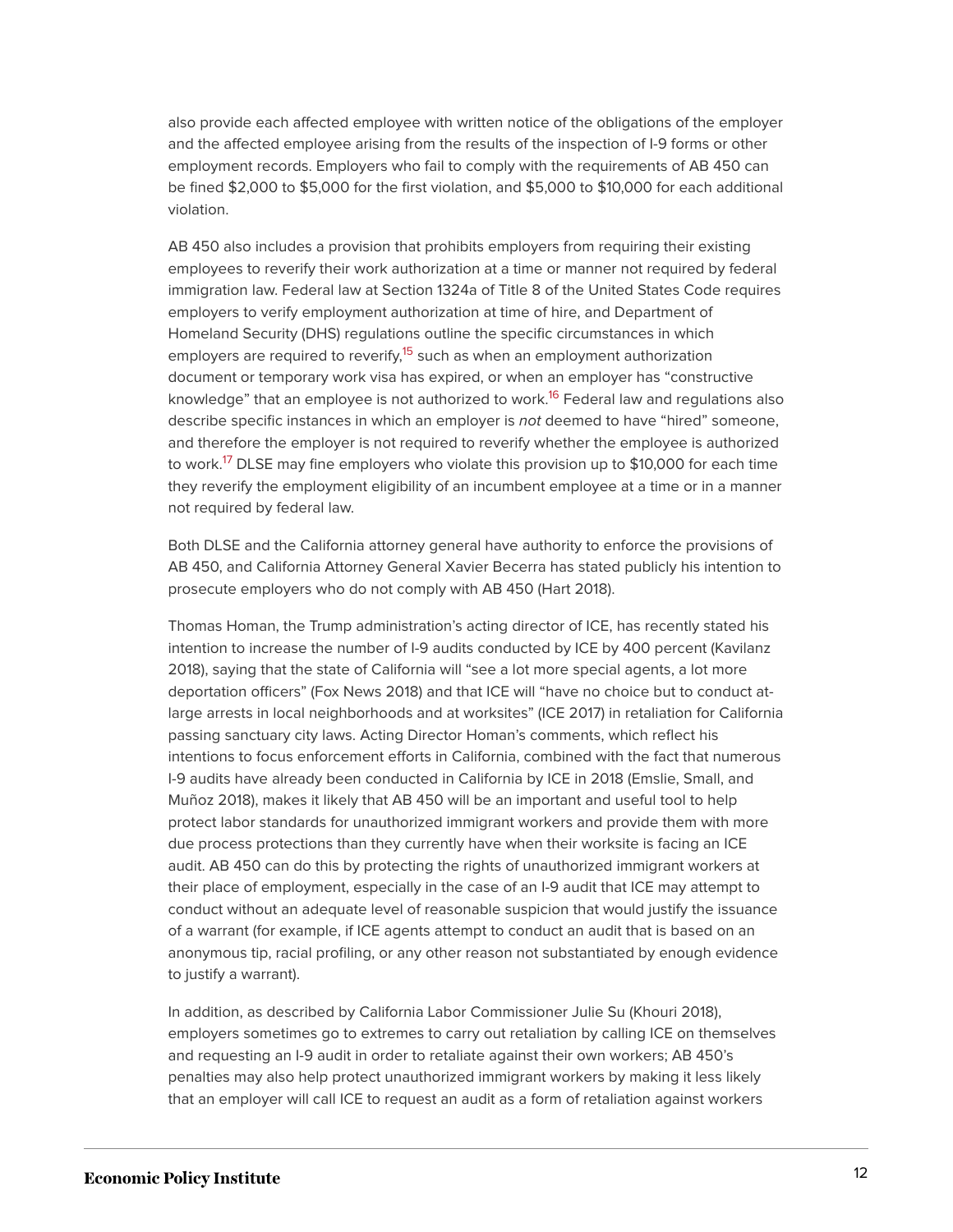also provide each affected employee with written notice of the obligations of the employer and the affected employee arising from the results of the inspection of I-9 forms or other employment records. Employers who fail to comply with the requirements of AB 450 can be fined $2,000 to $5,000 for the first violation, and $5,000 to $10,000 for each additional violation.

AB 450 also includes a provision that prohibits employers from requiring their existing employees to reverify their work authorization at a time or manner not required by federal immigration law. Federal law at Section 1324a of Title 8 of the United States Code requires employers to verify employment authorization at time of hire, and Department of Homeland Security (DHS) regulations outline the specific circumstances in which employers are required to reverify,[15] such as when an employment authorization document or temporary work visa has expired, or when an employer has "constructive knowledge" that an employee is not authorized to work.[16] Federal law and regulations also describe specific instances in which an employer is *not* deemed to have "hired" someone, and therefore the employer is not required to reverify whether the employee is authorized to work.[17] DLSE may fine employers who violate this provision up to $10,000 for each time they reverify the employment eligibility of an incumbent employee at a time or in a manner not required by federal law.

Both DLSE and the California attorney general have authority to enforce the provisions of AB 450, and California Attorney General Xavier Becerra has stated publicly his intention to prosecute employers who do not comply with AB 450 (Hart 2018).

Thomas Homan, the Trump administration's acting director of ICE, has recently stated his intention to increase the number of I-9 audits conducted by ICE by 400 percent (Kavilanz 2018), saying that the state of California will "see a lot more special agents, a lot more deportation officers" (Fox News 2018) and that ICE will "have no choice but to conduct at-large arrests in local neighborhoods and at worksites" (ICE 2017) in retaliation for California passing sanctuary city laws. Acting Director Homan's comments, which reflect his intentions to focus enforcement efforts in California, combined with the fact that numerous I-9 audits have already been conducted in California by ICE in 2018 (Emslie, Small, and Muñoz 2018), makes it likely that AB 450 will be an important and useful tool to help protect labor standards for unauthorized immigrant workers and provide them with more due process protections than they currently have when their worksite is facing an ICE audit. AB 450 can do this by protecting the rights of unauthorized immigrant workers at their place of employment, especially in the case of an I-9 audit that ICE may attempt to conduct without an adequate level of reasonable suspicion that would justify the issuance of a warrant (for example, if ICE agents attempt to conduct an audit that is based on an anonymous tip, racial profiling, or any other reason not substantiated by enough evidence to justify a warrant).

In addition, as described by California Labor Commissioner Julie Su (Khouri 2018), employers sometimes go to extremes to carry out retaliation by calling ICE on themselves and requesting an I-9 audit in order to retaliate against their own workers; AB 450's penalties may also help protect unauthorized immigrant workers by making it less likely that an employer will call ICE to request an audit as a form of retaliation against workers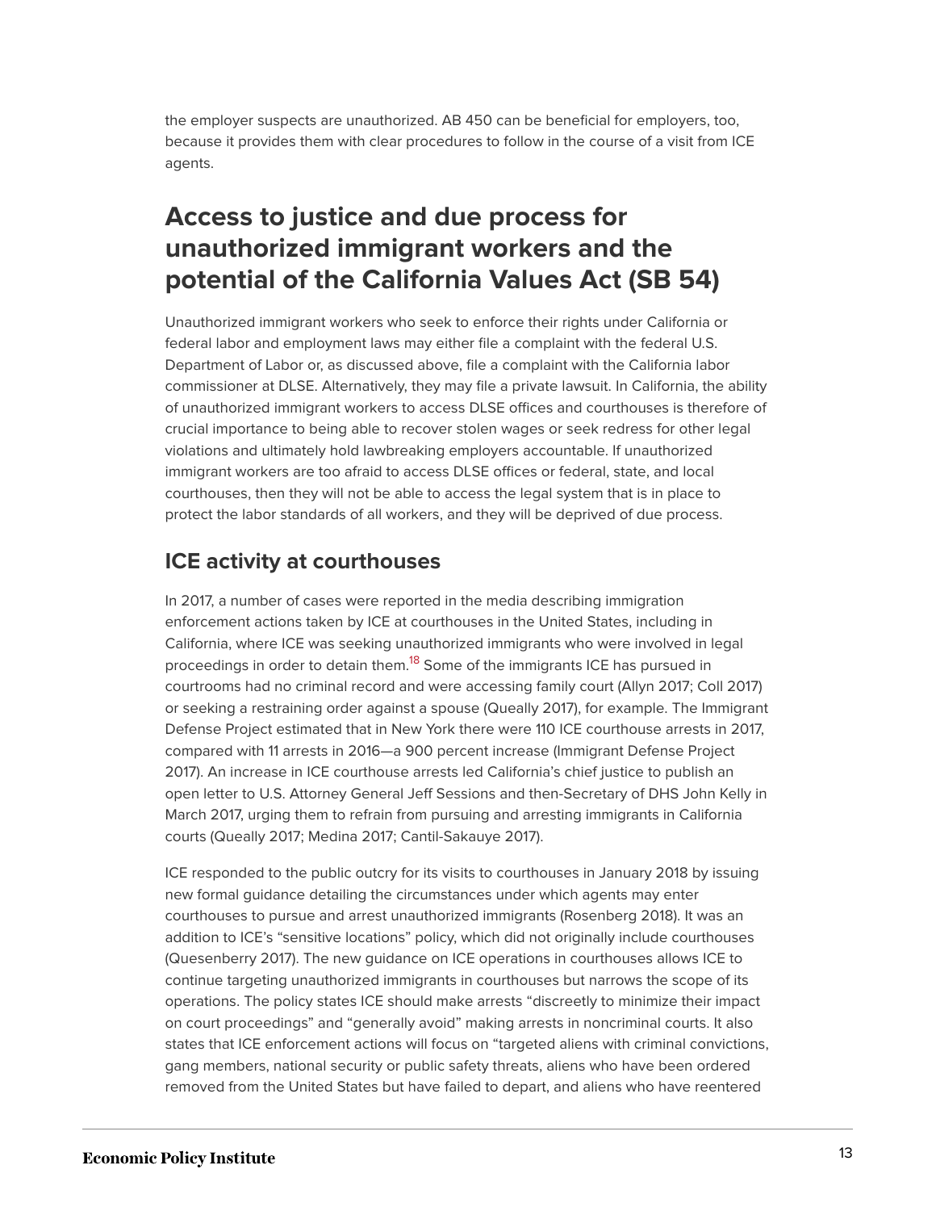the employer suspects are unauthorized. AB 450 can be beneficial for employers, too, because it provides them with clear procedures to follow in the course of a visit from ICE agents.

## Access to justice and due process for unauthorized immigrant workers and the potential of the California Values Act (SB 54)

Unauthorized immigrant workers who seek to enforce their rights under California or federal labor and employment laws may either file a complaint with the federal U.S. Department of Labor or, as discussed above, file a complaint with the California labor commissioner at DLSE. Alternatively, they may file a private lawsuit. In California, the ability of unauthorized immigrant workers to access DLSE offices and courthouses is therefore of crucial importance to being able to recover stolen wages or seek redress for other legal violations and ultimately hold lawbreaking employers accountable. If unauthorized immigrant workers are too afraid to access DLSE offices or federal, state, and local courthouses, then they will not be able to access the legal system that is in place to protect the labor standards of all workers, and they will be deprived of due process.

### ICE activity at courthouses

In 2017, a number of cases were reported in the media describing immigration enforcement actions taken by ICE at courthouses in the United States, including in California, where ICE was seeking unauthorized immigrants who were involved in legal proceedings in order to detain them.[18] Some of the immigrants ICE has pursued in courtrooms had no criminal record and were accessing family court (Allyn 2017; Coll 2017) or seeking a restraining order against a spouse (Queally 2017), for example. The Immigrant Defense Project estimated that in New York there were 110 ICE courthouse arrests in 2017, compared with 11 arrests in 2016—a 900 percent increase (Immigrant Defense Project 2017). An increase in ICE courthouse arrests led California's chief justice to publish an open letter to U.S. Attorney General Jeff Sessions and then-Secretary of DHS John Kelly in March 2017, urging them to refrain from pursuing and arresting immigrants in California courts (Queally 2017; Medina 2017; Cantil-Sakauye 2017).

ICE responded to the public outcry for its visits to courthouses in January 2018 by issuing new formal guidance detailing the circumstances under which agents may enter courthouses to pursue and arrest unauthorized immigrants (Rosenberg 2018). It was an addition to ICE's "sensitive locations" policy, which did not originally include courthouses (Quesenberry 2017). The new guidance on ICE operations in courthouses allows ICE to continue targeting unauthorized immigrants in courthouses but narrows the scope of its operations. The policy states ICE should make arrests "discreetly to minimize their impact on court proceedings" and "generally avoid" making arrests in noncriminal courts. It also states that ICE enforcement actions will focus on "targeted aliens with criminal convictions, gang members, national security or public safety threats, aliens who have been ordered removed from the United States but have failed to depart, and aliens who have reentered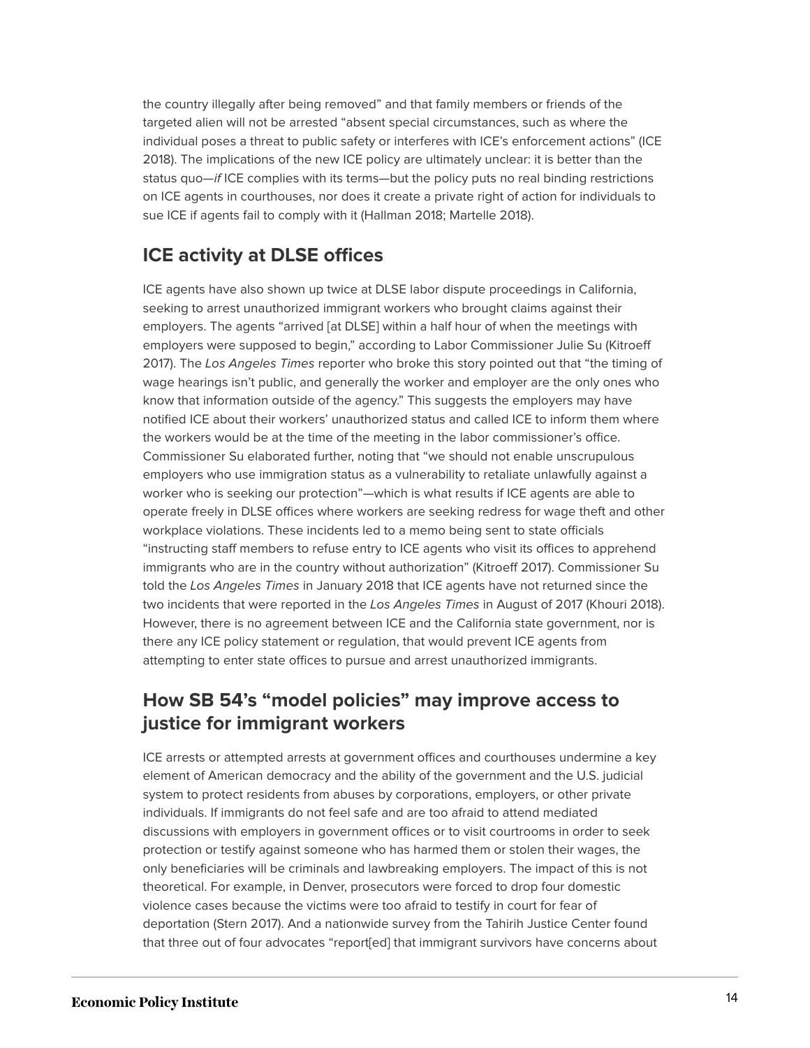the country illegally after being removed" and that family members or friends of the targeted alien will not be arrested "absent special circumstances, such as where the individual poses a threat to public safety or interferes with ICE's enforcement actions" (ICE 2018). The implications of the new ICE policy are ultimately unclear: it is better than the status quo—*if* ICE complies with its terms—but the policy puts no real binding restrictions on ICE agents in courthouses, nor does it create a private right of action for individuals to sue ICE if agents fail to comply with it (Hallman 2018; Martelle 2018).

## ICE activity at DLSE offices

ICE agents have also shown up twice at DLSE labor dispute proceedings in California, seeking to arrest unauthorized immigrant workers who brought claims against their employers. The agents "arrived [at DLSE] within a half hour of when the meetings with employers were supposed to begin," according to Labor Commissioner Julie Su (Kitroeff 2017). The *Los Angeles Times* reporter who broke this story pointed out that "the timing of wage hearings isn't public, and generally the worker and employer are the only ones who know that information outside of the agency." This suggests the employers may have notified ICE about their workers' unauthorized status and called ICE to inform them where the workers would be at the time of the meeting in the labor commissioner's office. Commissioner Su elaborated further, noting that "we should not enable unscrupulous employers who use immigration status as a vulnerability to retaliate unlawfully against a worker who is seeking our protection"—which is what results if ICE agents are able to operate freely in DLSE offices where workers are seeking redress for wage theft and other workplace violations. These incidents led to a memo being sent to state officials "instructing staff members to refuse entry to ICE agents who visit its offices to apprehend immigrants who are in the country without authorization" (Kitroeff 2017). Commissioner Su told the *Los Angeles Times* in January 2018 that ICE agents have not returned since the two incidents that were reported in the *Los Angeles Times* in August of 2017 (Khouri 2018). However, there is no agreement between ICE and the California state government, nor is there any ICE policy statement or regulation, that would prevent ICE agents from attempting to enter state offices to pursue and arrest unauthorized immigrants.

## How SB 54's "model policies" may improve access to justice for immigrant workers

ICE arrests or attempted arrests at government offices and courthouses undermine a key element of American democracy and the ability of the government and the U.S. judicial system to protect residents from abuses by corporations, employers, or other private individuals. If immigrants do not feel safe and are too afraid to attend mediated discussions with employers in government offices or to visit courtrooms in order to seek protection or testify against someone who has harmed them or stolen their wages, the only beneficiaries will be criminals and lawbreaking employers. The impact of this is not theoretical. For example, in Denver, prosecutors were forced to drop four domestic violence cases because the victims were too afraid to testify in court for fear of deportation (Stern 2017). And a nationwide survey from the Tahirih Justice Center found that three out of four advocates "report[ed] that immigrant survivors have concerns about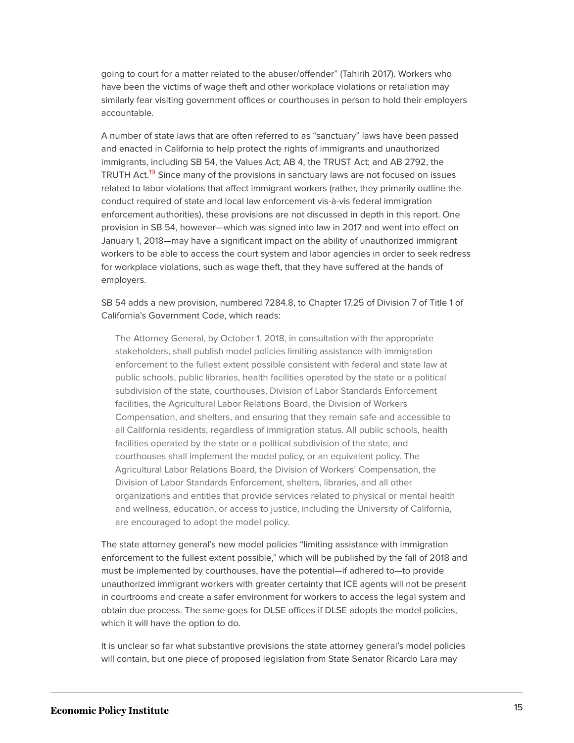going to court for a matter related to the abuser/offender" (Tahirih 2017). Workers who have been the victims of wage theft and other workplace violations or retaliation may similarly fear visiting government offices or courthouses in person to hold their employers accountable.

A number of state laws that are often referred to as "sanctuary" laws have been passed and enacted in California to help protect the rights of immigrants and unauthorized immigrants, including SB 54, the Values Act; AB 4, the TRUST Act; and AB 2792, the TRUTH Act.[19] Since many of the provisions in sanctuary laws are not focused on issues related to labor violations that affect immigrant workers (rather, they primarily outline the conduct required of state and local law enforcement vis-à-vis federal immigration enforcement authorities), these provisions are not discussed in depth in this report. One provision in SB 54, however—which was signed into law in 2017 and went into effect on January 1, 2018—may have a significant impact on the ability of unauthorized immigrant workers to be able to access the court system and labor agencies in order to seek redress for workplace violations, such as wage theft, that they have suffered at the hands of employers.

SB 54 adds a new provision, numbered 7284.8, to Chapter 17.25 of Division 7 of Title 1 of California's Government Code, which reads:

> The Attorney General, by October 1, 2018, in consultation with the appropriate stakeholders, shall publish model policies limiting assistance with immigration enforcement to the fullest extent possible consistent with federal and state law at public schools, public libraries, health facilities operated by the state or a political subdivision of the state, courthouses, Division of Labor Standards Enforcement facilities, the Agricultural Labor Relations Board, the Division of Workers Compensation, and shelters, and ensuring that they remain safe and accessible to all California residents, regardless of immigration status. All public schools, health facilities operated by the state or a political subdivision of the state, and courthouses shall implement the model policy, or an equivalent policy. The Agricultural Labor Relations Board, the Division of Workers' Compensation, the Division of Labor Standards Enforcement, shelters, libraries, and all other organizations and entities that provide services related to physical or mental health and wellness, education, or access to justice, including the University of California, are encouraged to adopt the model policy.

The state attorney general's new model policies "limiting assistance with immigration enforcement to the fullest extent possible," which will be published by the fall of 2018 and must be implemented by courthouses, have the potential—if adhered to—to provide unauthorized immigrant workers with greater certainty that ICE agents will not be present in courtrooms and create a safer environment for workers to access the legal system and obtain due process. The same goes for DLSE offices if DLSE adopts the model policies, which it will have the option to do.

It is unclear so far what substantive provisions the state attorney general's model policies will contain, but one piece of proposed legislation from State Senator Ricardo Lara may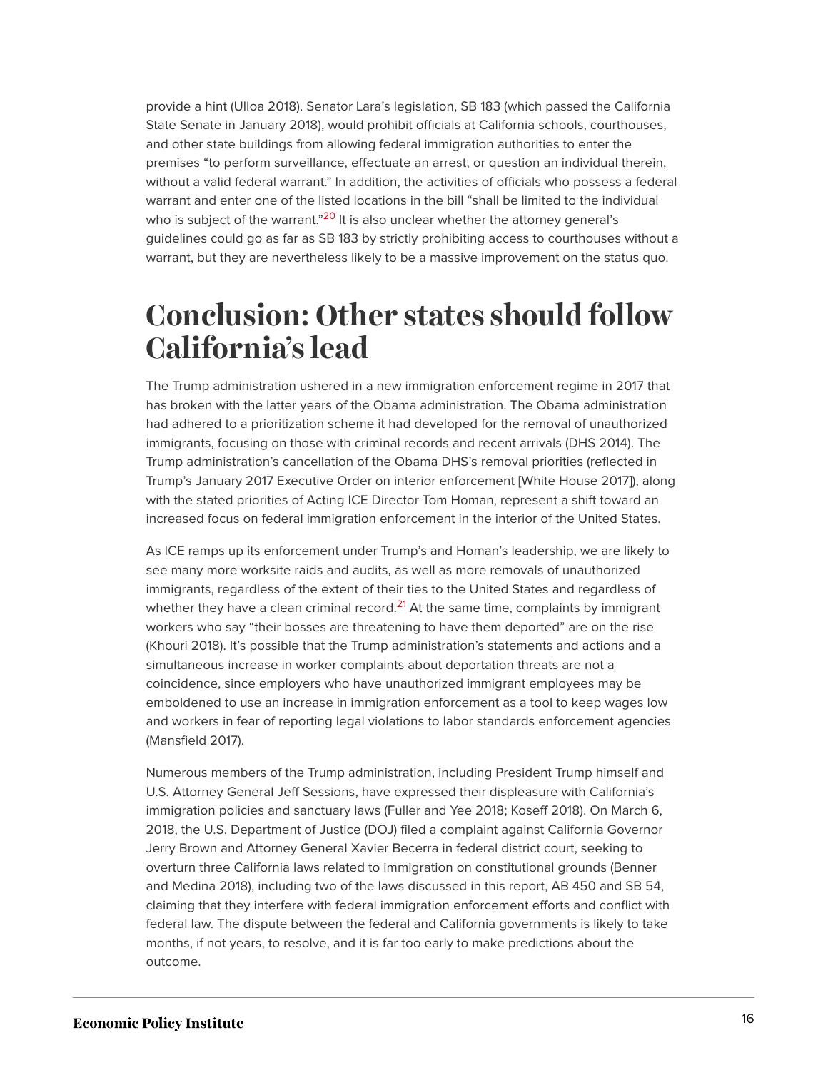provide a hint (Ulloa 2018). Senator Lara's legislation, SB 183 (which passed the California State Senate in January 2018), would prohibit officials at California schools, courthouses, and other state buildings from allowing federal immigration authorities to enter the premises "to perform surveillance, effectuate an arrest, or question an individual therein, without a valid federal warrant." In addition, the activities of officials who possess a federal warrant and enter one of the listed locations in the bill "shall be limited to the individual who is subject of the warrant."[20] It is also unclear whether the attorney general's guidelines could go as far as SB 183 by strictly prohibiting access to courthouses without a warrant, but they are nevertheless likely to be a massive improvement on the status quo.

# Conclusion: Other states should follow California's lead

The Trump administration ushered in a new immigration enforcement regime in 2017 that has broken with the latter years of the Obama administration. The Obama administration had adhered to a prioritization scheme it had developed for the removal of unauthorized immigrants, focusing on those with criminal records and recent arrivals (DHS 2014). The Trump administration's cancellation of the Obama DHS's removal priorities (reflected in Trump's January 2017 Executive Order on interior enforcement [White House 2017]), along with the stated priorities of Acting ICE Director Tom Homan, represent a shift toward an increased focus on federal immigration enforcement in the interior of the United States.

As ICE ramps up its enforcement under Trump's and Homan's leadership, we are likely to see many more worksite raids and audits, as well as more removals of unauthorized immigrants, regardless of the extent of their ties to the United States and regardless of whether they have a clean criminal record.[21] At the same time, complaints by immigrant workers who say "their bosses are threatening to have them deported" are on the rise (Khouri 2018). It's possible that the Trump administration's statements and actions and a simultaneous increase in worker complaints about deportation threats are not a coincidence, since employers who have unauthorized immigrant employees may be emboldened to use an increase in immigration enforcement as a tool to keep wages low and workers in fear of reporting legal violations to labor standards enforcement agencies (Mansfield 2017).

Numerous members of the Trump administration, including President Trump himself and U.S. Attorney General Jeff Sessions, have expressed their displeasure with California's immigration policies and sanctuary laws (Fuller and Yee 2018; Koseff 2018). On March 6, 2018, the U.S. Department of Justice (DOJ) filed a complaint against California Governor Jerry Brown and Attorney General Xavier Becerra in federal district court, seeking to overturn three California laws related to immigration on constitutional grounds (Benner and Medina 2018), including two of the laws discussed in this report, AB 450 and SB 54, claiming that they interfere with federal immigration enforcement efforts and conflict with federal law. The dispute between the federal and California governments is likely to take months, if not years, to resolve, and it is far too early to make predictions about the outcome.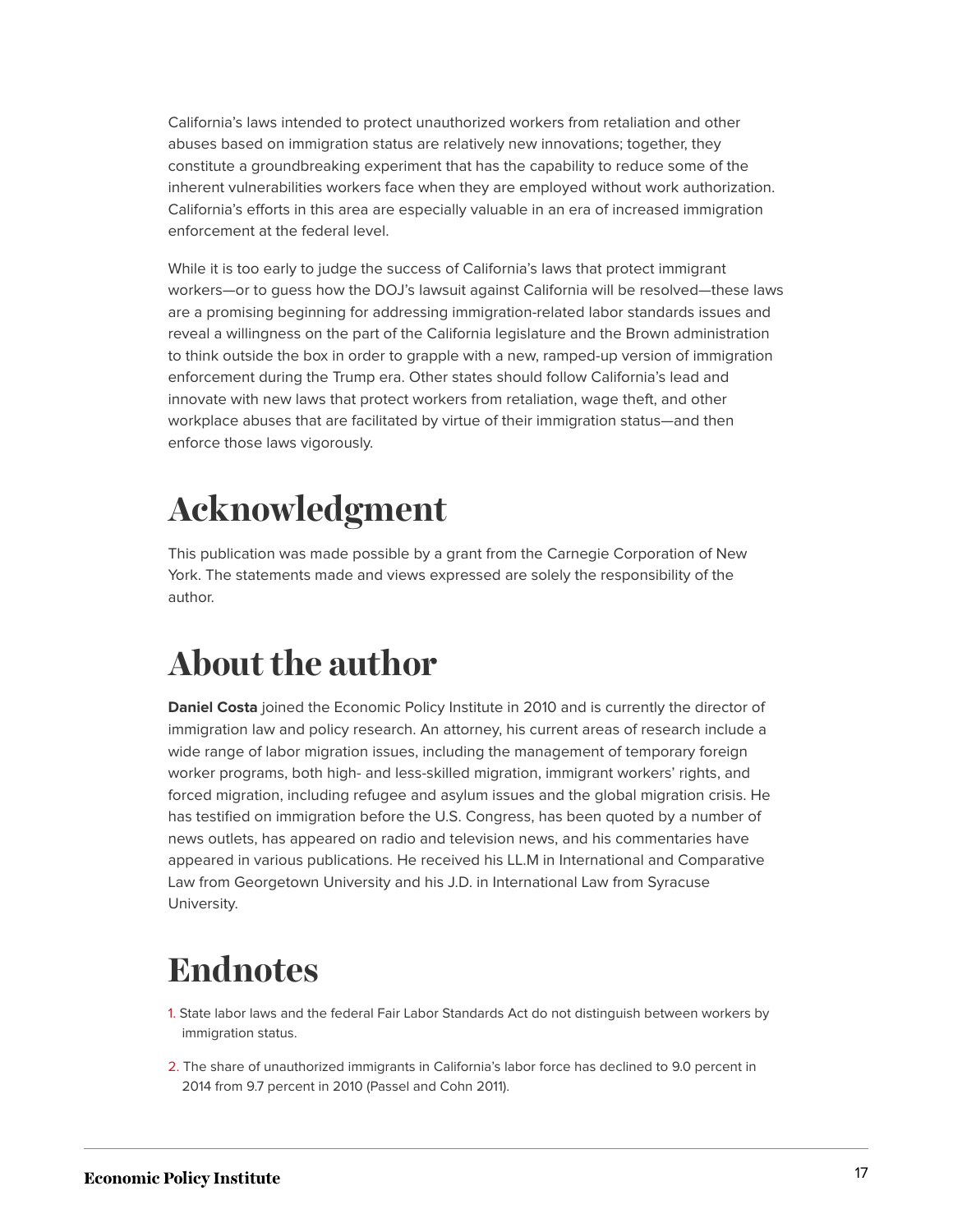California's laws intended to protect unauthorized workers from retaliation and other abuses based on immigration status are relatively new innovations; together, they constitute a groundbreaking experiment that has the capability to reduce some of the inherent vulnerabilities workers face when they are employed without work authorization. California's efforts in this area are especially valuable in an era of increased immigration enforcement at the federal level.

While it is too early to judge the success of California's laws that protect immigrant workers—or to guess how the DOJ's lawsuit against California will be resolved—these laws are a promising beginning for addressing immigration-related labor standards issues and reveal a willingness on the part of the California legislature and the Brown administration to think outside the box in order to grapple with a new, ramped-up version of immigration enforcement during the Trump era. Other states should follow California's lead and innovate with new laws that protect workers from retaliation, wage theft, and other workplace abuses that are facilitated by virtue of their immigration status—and then enforce those laws vigorously.

# Acknowledgment

This publication was made possible by a grant from the Carnegie Corporation of New York. The statements made and views expressed are solely the responsibility of the author.

# About the author

**Daniel Costa** joined the Economic Policy Institute in 2010 and is currently the director of immigration law and policy research. An attorney, his current areas of research include a wide range of labor migration issues, including the management of temporary foreign worker programs, both high- and less-skilled migration, immigrant workers' rights, and forced migration, including refugee and asylum issues and the global migration crisis. He has testified on immigration before the U.S. Congress, has been quoted by a number of news outlets, has appeared on radio and television news, and his commentaries have appeared in various publications. He received his LL.M in International and Comparative Law from Georgetown University and his J.D. in International Law from Syracuse University.

# Endnotes

1. State labor laws and the federal Fair Labor Standards Act do not distinguish between workers by immigration status.

2. The share of unauthorized immigrants in California's labor force has declined to 9.0 percent in 2014 from 9.7 percent in 2010 (Passel and Cohn 2011).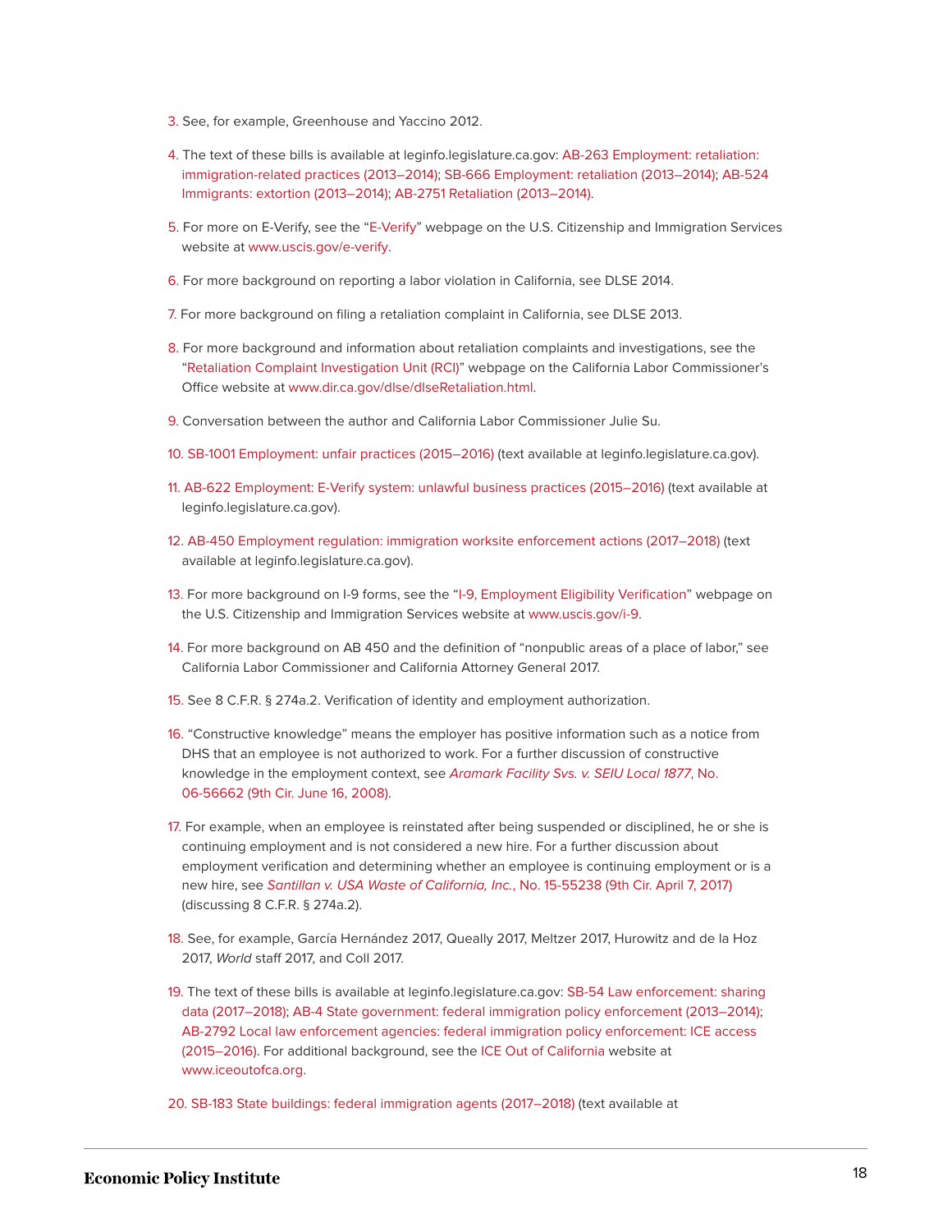3. See, for example, Greenhouse and Yaccino 2012.

4. The text of these bills is available at leginfo.legislature.ca.gov: AB-263 Employment: retaliation: immigration-related practices (2013–2014); SB-666 Employment: retaliation (2013–2014); AB-524 Immigrants: extortion (2013–2014); AB-2751 Retaliation (2013–2014).

5. For more on E-Verify, see the "E-Verify" webpage on the U.S. Citizenship and Immigration Services website at www.uscis.gov/e-verify.

6. For more background on reporting a labor violation in California, see DLSE 2014.

7. For more background on filing a retaliation complaint in California, see DLSE 2013.

8. For more background and information about retaliation complaints and investigations, see the "Retaliation Complaint Investigation Unit (RCI)" webpage on the California Labor Commissioner's Office website at www.dir.ca.gov/dlse/dlseRetaliation.html.

9. Conversation between the author and California Labor Commissioner Julie Su.

10. SB-1001 Employment: unfair practices (2015–2016) (text available at leginfo.legislature.ca.gov).

11. AB-622 Employment: E-Verify system: unlawful business practices (2015–2016) (text available at leginfo.legislature.ca.gov).

12. AB-450 Employment regulation: immigration worksite enforcement actions (2017–2018) (text available at leginfo.legislature.ca.gov).

13. For more background on I-9 forms, see the "I-9, Employment Eligibility Verification" webpage on the U.S. Citizenship and Immigration Services website at www.uscis.gov/i-9.

14. For more background on AB 450 and the definition of "nonpublic areas of a place of labor," see California Labor Commissioner and California Attorney General 2017.

15. See 8 C.F.R. § 274a.2. Verification of identity and employment authorization.

16. "Constructive knowledge" means the employer has positive information such as a notice from DHS that an employee is not authorized to work. For a further discussion of constructive knowledge in the employment context, see *Aramark Facility Svs. v. SEIU Local 1877*, No. 06-56662 (9th Cir. June 16, 2008).

17. For example, when an employee is reinstated after being suspended or disciplined, he or she is continuing employment and is not considered a new hire. For a further discussion about employment verification and determining whether an employee is continuing employment or is a new hire, see *Santillan v. USA Waste of California, Inc.*, No. 15-55238 (9th Cir. April 7, 2017) (discussing 8 C.F.R. § 274a.2).

18. See, for example, García Hernández 2017, Queally 2017, Meltzer 2017, Hurowitz and de la Hoz 2017, *World* staff 2017, and Coll 2017.

19. The text of these bills is available at leginfo.legislature.ca.gov: SB-54 Law enforcement: sharing data (2017–2018); AB-4 State government: federal immigration policy enforcement (2013–2014); AB-2792 Local law enforcement agencies: federal immigration policy enforcement: ICE access (2015–2016). For additional background, see the ICE Out of California website at www.iceoutofca.org.

20. SB-183 State buildings: federal immigration agents (2017–2018) (text available at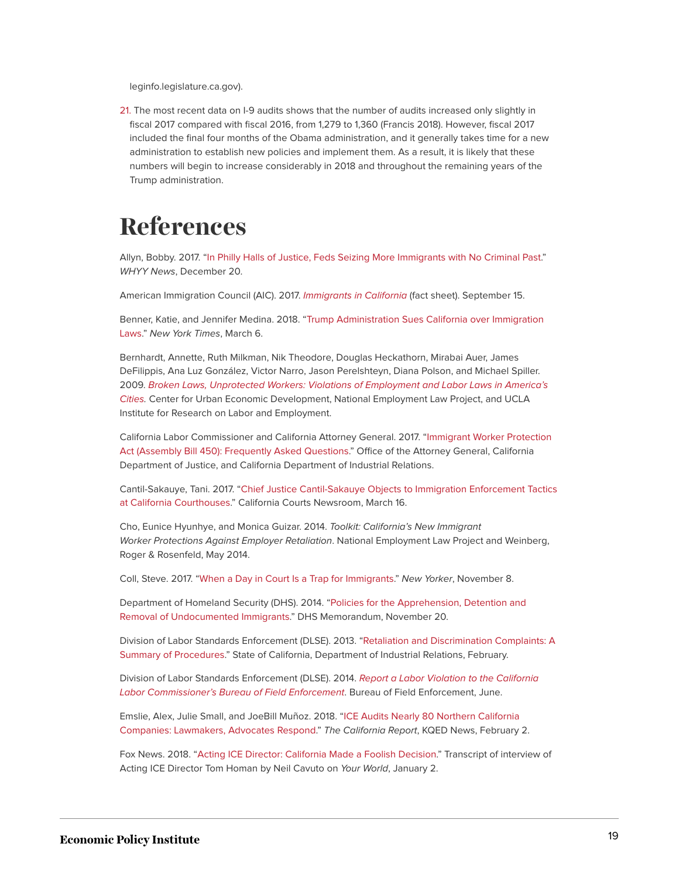leginfo.legislature.ca.gov).

21. The most recent data on I-9 audits shows that the number of audits increased only slightly in fiscal 2017 compared with fiscal 2016, from 1,279 to 1,360 (Francis 2018). However, fiscal 2017 included the final four months of the Obama administration, and it generally takes time for a new administration to establish new policies and implement them. As a result, it is likely that these numbers will begin to increase considerably in 2018 and throughout the remaining years of the Trump administration.

# References

Allyn, Bobby. 2017. "In Philly Halls of Justice, Feds Seizing More Immigrants with No Criminal Past." *WHYY News*, December 20.

American Immigration Council (AIC). 2017. *Immigrants in California* (fact sheet). September 15.

Benner, Katie, and Jennifer Medina. 2018. "Trump Administration Sues California over Immigration Laws." *New York Times*, March 6.

Bernhardt, Annette, Ruth Milkman, Nik Theodore, Douglas Heckathorn, Mirabai Auer, James DeFilippis, Ana Luz González, Victor Narro, Jason Perelshteyn, Diana Polson, and Michael Spiller. 2009. *Broken Laws, Unprotected Workers: Violations of Employment and Labor Laws in America's Cities.* Center for Urban Economic Development, National Employment Law Project, and UCLA Institute for Research on Labor and Employment.

California Labor Commissioner and California Attorney General. 2017. "Immigrant Worker Protection Act (Assembly Bill 450): Frequently Asked Questions." Office of the Attorney General, California Department of Justice, and California Department of Industrial Relations.

Cantil-Sakauye, Tani. 2017. "Chief Justice Cantil-Sakauye Objects to Immigration Enforcement Tactics at California Courthouses." California Courts Newsroom, March 16.

Cho, Eunice Hyunhye, and Monica Guizar. 2014. *Toolkit: California's New Immigrant Worker Protections Against Employer Retaliation*. National Employment Law Project and Weinberg, Roger & Rosenfeld, May 2014.

Coll, Steve. 2017. "When a Day in Court Is a Trap for Immigrants." *New Yorker*, November 8.

Department of Homeland Security (DHS). 2014. "Policies for the Apprehension, Detention and Removal of Undocumented Immigrants." DHS Memorandum, November 20.

Division of Labor Standards Enforcement (DLSE). 2013. "Retaliation and Discrimination Complaints: A Summary of Procedures." State of California, Department of Industrial Relations, February.

Division of Labor Standards Enforcement (DLSE). 2014. *Report a Labor Violation to the California Labor Commissioner's Bureau of Field Enforcement*. Bureau of Field Enforcement, June.

Emslie, Alex, Julie Small, and JoeBill Muñoz. 2018. "ICE Audits Nearly 80 Northern California Companies: Lawmakers, Advocates Respond." *The California Report*, KQED News, February 2.

Fox News. 2018. "Acting ICE Director: California Made a Foolish Decision." Transcript of interview of Acting ICE Director Tom Homan by Neil Cavuto on *Your World*, January 2.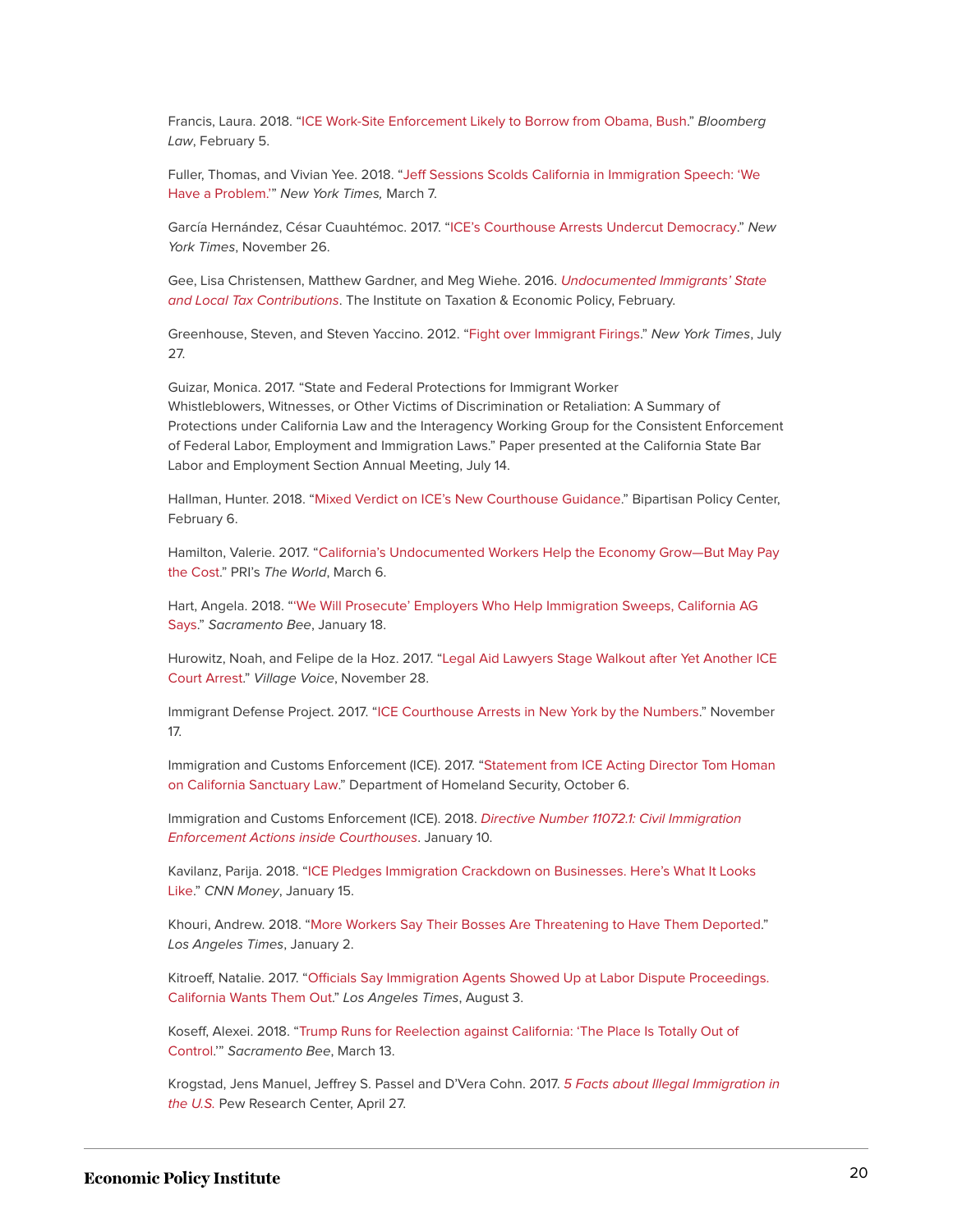Francis, Laura. 2018. "ICE Work-Site Enforcement Likely to Borrow from Obama, Bush." *Bloomberg Law*, February 5.

Fuller, Thomas, and Vivian Yee. 2018. "Jeff Sessions Scolds California in Immigration Speech: 'We Have a Problem.'" *New York Times,* March 7.

García Hernández, César Cuauhtémoc. 2017. "ICE's Courthouse Arrests Undercut Democracy." *New York Times*, November 26.

Gee, Lisa Christensen, Matthew Gardner, and Meg Wiehe. 2016. *Undocumented Immigrants' State and Local Tax Contributions*. The Institute on Taxation & Economic Policy, February.

Greenhouse, Steven, and Steven Yaccino. 2012. "Fight over Immigrant Firings." *New York Times*, July 27.

Guizar, Monica. 2017. "State and Federal Protections for Immigrant Worker Whistleblowers, Witnesses, or Other Victims of Discrimination or Retaliation: A Summary of Protections under California Law and the Interagency Working Group for the Consistent Enforcement of Federal Labor, Employment and Immigration Laws." Paper presented at the California State Bar Labor and Employment Section Annual Meeting, July 14.

Hallman, Hunter. 2018. "Mixed Verdict on ICE's New Courthouse Guidance." Bipartisan Policy Center, February 6.

Hamilton, Valerie. 2017. "California's Undocumented Workers Help the Economy Grow—But May Pay the Cost." PRI's *The World*, March 6.

Hart, Angela. 2018. "'We Will Prosecute' Employers Who Help Immigration Sweeps, California AG Says." *Sacramento Bee*, January 18.

Hurowitz, Noah, and Felipe de la Hoz. 2017. "Legal Aid Lawyers Stage Walkout after Yet Another ICE Court Arrest." *Village Voice*, November 28.

Immigrant Defense Project. 2017. "ICE Courthouse Arrests in New York by the Numbers." November 17.

Immigration and Customs Enforcement (ICE). 2017. "Statement from ICE Acting Director Tom Homan on California Sanctuary Law." Department of Homeland Security, October 6.

Immigration and Customs Enforcement (ICE). 2018. *Directive Number 11072.1: Civil Immigration Enforcement Actions inside Courthouses*. January 10.

Kavilanz, Parija. 2018. "ICE Pledges Immigration Crackdown on Businesses. Here's What It Looks Like." *CNN Money*, January 15.

Khouri, Andrew. 2018. "More Workers Say Their Bosses Are Threatening to Have Them Deported." *Los Angeles Times*, January 2.

Kitroeff, Natalie. 2017. "Officials Say Immigration Agents Showed Up at Labor Dispute Proceedings. California Wants Them Out." *Los Angeles Times*, August 3.

Koseff, Alexei. 2018. "Trump Runs for Reelection against California: 'The Place Is Totally Out of Control.'" *Sacramento Bee*, March 13.

Krogstad, Jens Manuel, Jeffrey S. Passel and D'Vera Cohn. 2017. *5 Facts about Illegal Immigration in the U.S.* Pew Research Center, April 27.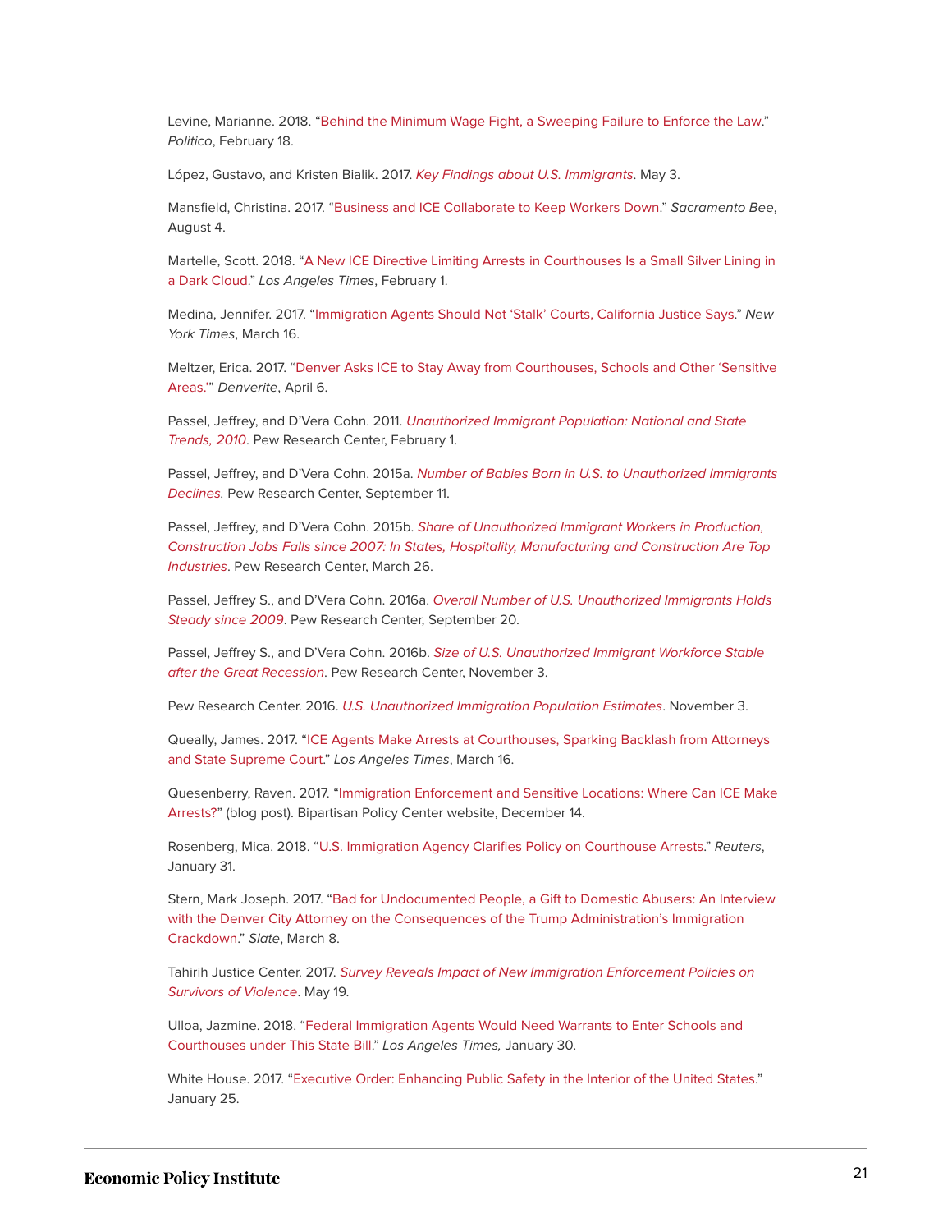Levine, Marianne. 2018. "Behind the Minimum Wage Fight, a Sweeping Failure to Enforce the Law." *Politico*, February 18.

López, Gustavo, and Kristen Bialik. 2017. *Key Findings about U.S. Immigrants*. May 3.

Mansfield, Christina. 2017. "Business and ICE Collaborate to Keep Workers Down." *Sacramento Bee*, August 4.

Martelle, Scott. 2018. "A New ICE Directive Limiting Arrests in Courthouses Is a Small Silver Lining in a Dark Cloud." *Los Angeles Times*, February 1.

Medina, Jennifer. 2017. "Immigration Agents Should Not 'Stalk' Courts, California Justice Says." *New York Times*, March 16.

Meltzer, Erica. 2017. "Denver Asks ICE to Stay Away from Courthouses, Schools and Other 'Sensitive Areas.'" *Denverite*, April 6.

Passel, Jeffrey, and D'Vera Cohn. 2011. *Unauthorized Immigrant Population: National and State Trends, 2010*. Pew Research Center, February 1.

Passel, Jeffrey, and D'Vera Cohn. 2015a. *Number of Babies Born in U.S. to Unauthorized Immigrants Declines.* Pew Research Center, September 11.

Passel, Jeffrey, and D'Vera Cohn. 2015b. *Share of Unauthorized Immigrant Workers in Production, Construction Jobs Falls since 2007: In States, Hospitality, Manufacturing and Construction Are Top Industries*. Pew Research Center, March 26.

Passel, Jeffrey S., and D'Vera Cohn. 2016a. *Overall Number of U.S. Unauthorized Immigrants Holds Steady since 2009*. Pew Research Center, September 20.

Passel, Jeffrey S., and D'Vera Cohn. 2016b. *Size of U.S. Unauthorized Immigrant Workforce Stable after the Great Recession*. Pew Research Center, November 3.

Pew Research Center. 2016. *U.S. Unauthorized Immigration Population Estimates*. November 3.

Queally, James. 2017. "ICE Agents Make Arrests at Courthouses, Sparking Backlash from Attorneys and State Supreme Court." *Los Angeles Times*, March 16.

Quesenberry, Raven. 2017. "Immigration Enforcement and Sensitive Locations: Where Can ICE Make Arrests?" (blog post). Bipartisan Policy Center website, December 14.

Rosenberg, Mica. 2018. "U.S. Immigration Agency Clarifies Policy on Courthouse Arrests." *Reuters*, January 31.

Stern, Mark Joseph. 2017. "Bad for Undocumented People, a Gift to Domestic Abusers: An Interview with the Denver City Attorney on the Consequences of the Trump Administration's Immigration Crackdown." *Slate*, March 8.

Tahirih Justice Center. 2017. *Survey Reveals Impact of New Immigration Enforcement Policies on Survivors of Violence*. May 19.

Ulloa, Jazmine. 2018. "Federal Immigration Agents Would Need Warrants to Enter Schools and Courthouses under This State Bill." *Los Angeles Times,* January 30.

White House. 2017. "Executive Order: Enhancing Public Safety in the Interior of the United States." January 25.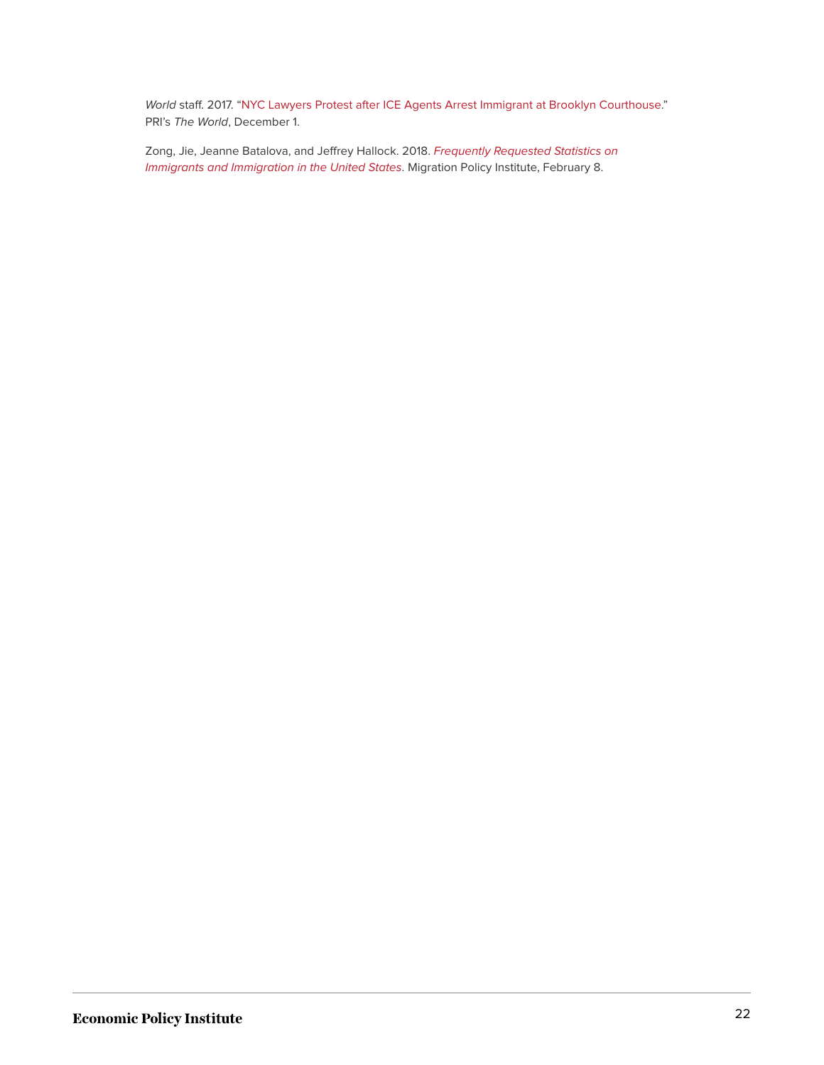*World* staff. 2017. "NYC Lawyers Protest after ICE Agents Arrest Immigrant at Brooklyn Courthouse." PRI's *The World*, December 1.

Zong, Jie, Jeanne Batalova, and Jeffrey Hallock. 2018. *Frequently Requested Statistics on Immigrants and Immigration in the United States*. Migration Policy Institute, February 8.